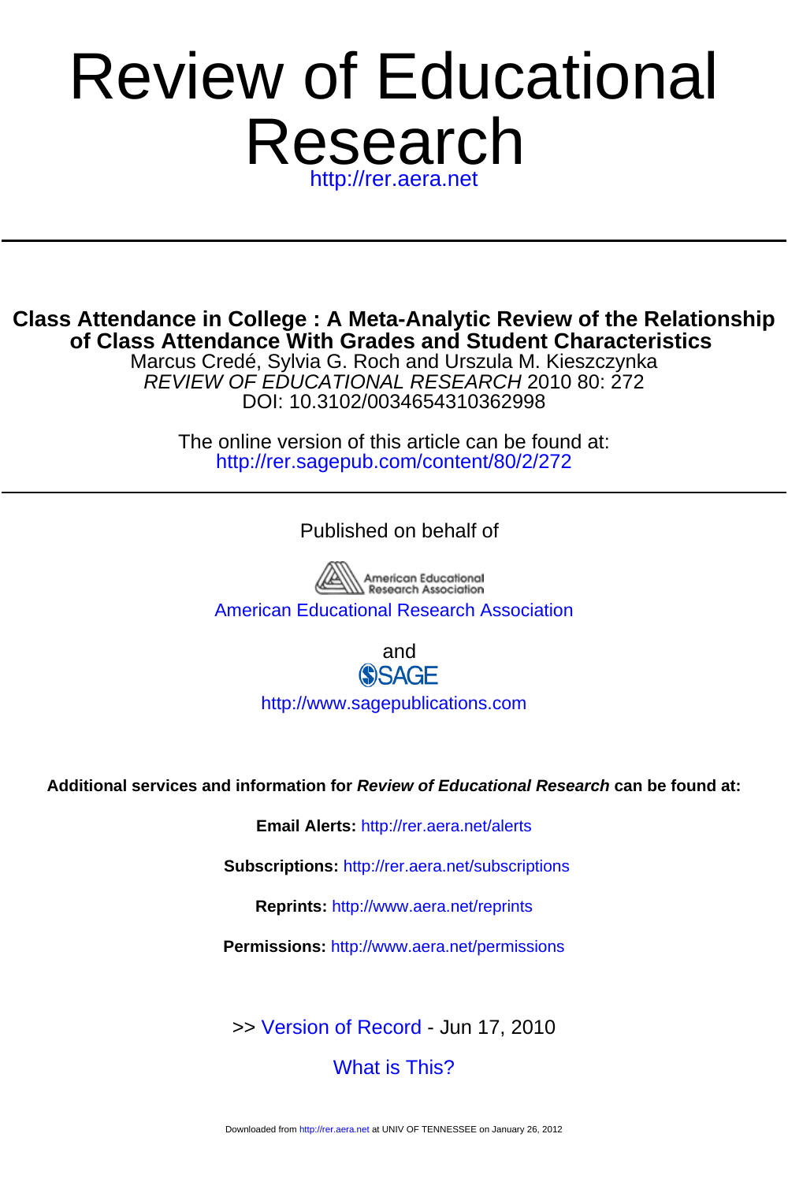# Review of Educational Research

http://rer.aera.net

---

## Class Attendance in College : A Meta-Analytic Review of the Relationship of Class Attendance With Grades and Student Characteristics

Marcus Credé, Sylvia G. Roch and Urszula M. Kieszczynka

*REVIEW OF EDUCATIONAL RESEARCH* 2010 80: 272

DOI: 10.3102/0034654310362998

The online version of this article can be found at:
http://rer.sagepub.com/content/80/2/272

---

Published on behalf of

American Educational Research Association

and

SAGE

http://www.sagepublications.com

**Additional services and information for *Review of Educational Research* can be found at:**

**Email Alerts:** http://rer.aera.net/alerts

**Subscriptions:** http://rer.aera.net/subscriptions

**Reprints:** http://www.aera.net/reprints

**Permissions:** http://www.aera.net/permissions

>> Version of Record - Jun 17, 2010

What is This?

Downloaded from http://rer.aera.net at UNIV OF TENNESSEE on January 26, 2012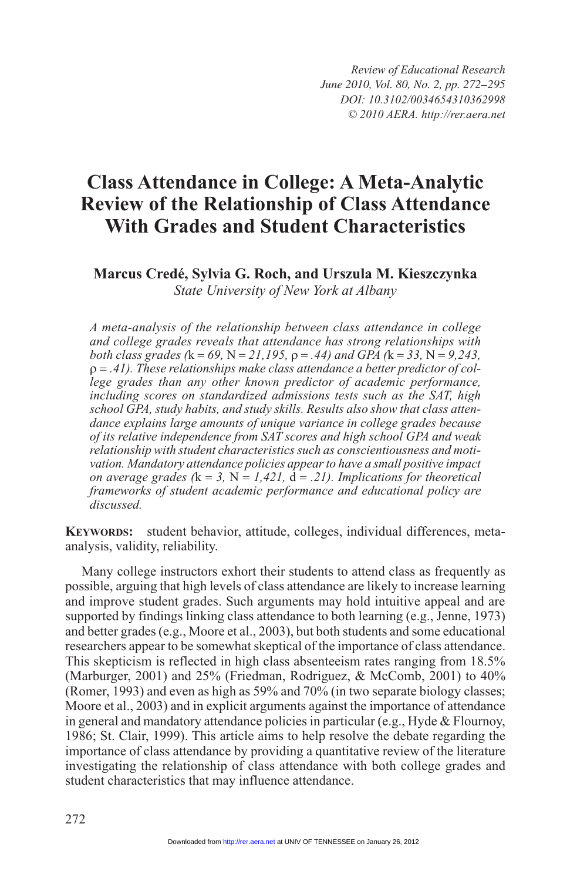# Class Attendance in College: A Meta-Analytic Review of the Relationship of Class Attendance With Grades and Student Characteristics

**Marcus Credé, Sylvia G. Roch, and Urszula M. Kieszczynka**
*State University of New York at Albany*

*A meta-analysis of the relationship between class attendance in college and college grades reveals that attendance has strong relationships with both class grades (*$k = 69$*,* $N = 21{,}195$*,* $\rho = .44$*) and GPA (*$k = 33$*,* $N = 9{,}243$*,* $\rho = .41$*). These relationships make class attendance a better predictor of college grades than any other known predictor of academic performance, including scores on standardized admissions tests such as the SAT, high school GPA, study habits, and study skills. Results also show that class attendance explains large amounts of unique variance in college grades because of its relative independence from SAT scores and high school GPA and weak relationship with student characteristics such as conscientiousness and motivation. Mandatory attendance policies appear to have a small positive impact on average grades (*$k = 3$*,* $N = 1{,}421$*,* $d = .21$*). Implications for theoretical frameworks of student academic performance and educational policy are discussed.*

**Keywords:** student behavior, attitude, colleges, individual differences, meta-analysis, validity, reliability.

Many college instructors exhort their students to attend class as frequently as possible, arguing that high levels of class attendance are likely to increase learning and improve student grades. Such arguments may hold intuitive appeal and are supported by findings linking class attendance to both learning (e.g., Jenne, 1973) and better grades (e.g., Moore et al., 2003), but both students and some educational researchers appear to be somewhat skeptical of the importance of class attendance. This skepticism is reflected in high class absenteeism rates ranging from 18.5% (Marburger, 2001) and 25% (Friedman, Rodriguez, & McComb, 2001) to 40% (Romer, 1993) and even as high as 59% and 70% (in two separate biology classes; Moore et al., 2003) and in explicit arguments against the importance of attendance in general and mandatory attendance policies in particular (e.g., Hyde & Flournoy, 1986; St. Clair, 1999). This article aims to help resolve the debate regarding the importance of class attendance by providing a quantitative review of the literature investigating the relationship of class attendance with both college grades and student characteristics that may influence attendance.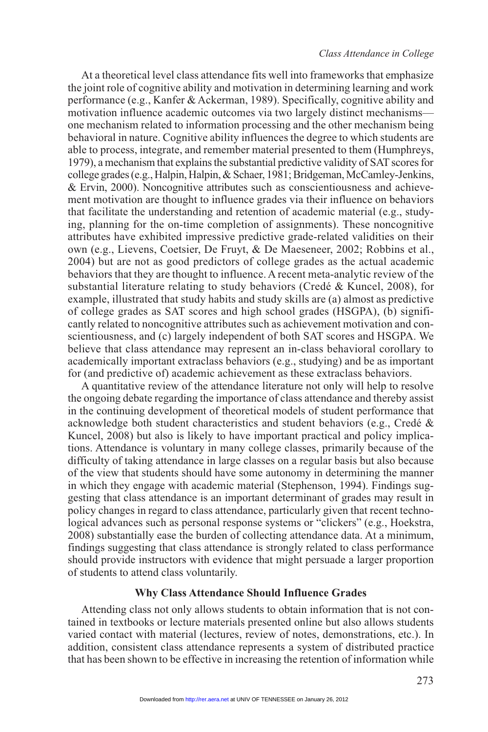At a theoretical level class attendance fits well into frameworks that emphasize the joint role of cognitive ability and motivation in determining learning and work performance (e.g., Kanfer & Ackerman, 1989). Specifically, cognitive ability and motivation influence academic outcomes via two largely distinct mechanisms—one mechanism related to information processing and the other mechanism being behavioral in nature. Cognitive ability influences the degree to which students are able to process, integrate, and remember material presented to them (Humphreys, 1979), a mechanism that explains the substantial predictive validity of SAT scores for college grades (e.g., Halpin, Halpin, & Schaer, 1981; Bridgeman, McCamley-Jenkins, & Ervin, 2000). Noncognitive attributes such as conscientiousness and achievement motivation are thought to influence grades via their influence on behaviors that facilitate the understanding and retention of academic material (e.g., studying, planning for the on-time completion of assignments). These noncognitive attributes have exhibited impressive predictive grade-related validities on their own (e.g., Lievens, Coetsier, De Fruyt, & De Maeseneer, 2002; Robbins et al., 2004) but are not as good predictors of college grades as the actual academic behaviors that they are thought to influence. A recent meta-analytic review of the substantial literature relating to study behaviors (Credé & Kuncel, 2008), for example, illustrated that study habits and study skills are (a) almost as predictive of college grades as SAT scores and high school grades (HSGPA), (b) significantly related to noncognitive attributes such as achievement motivation and conscientiousness, and (c) largely independent of both SAT scores and HSGPA. We believe that class attendance may represent an in-class behavioral corollary to academically important extraclass behaviors (e.g., studying) and be as important for (and predictive of) academic achievement as these extraclass behaviors.

A quantitative review of the attendance literature not only will help to resolve the ongoing debate regarding the importance of class attendance and thereby assist in the continuing development of theoretical models of student performance that acknowledge both student characteristics and student behaviors (e.g., Credé & Kuncel, 2008) but also is likely to have important practical and policy implications. Attendance is voluntary in many college classes, primarily because of the difficulty of taking attendance in large classes on a regular basis but also because of the view that students should have some autonomy in determining the manner in which they engage with academic material (Stephenson, 1994). Findings suggesting that class attendance is an important determinant of grades may result in policy changes in regard to class attendance, particularly given that recent technological advances such as personal response systems or "clickers" (e.g., Hoekstra, 2008) substantially ease the burden of collecting attendance data. At a minimum, findings suggesting that class attendance is strongly related to class performance should provide instructors with evidence that might persuade a larger proportion of students to attend class voluntarily.

## Why Class Attendance Should Influence Grades

Attending class not only allows students to obtain information that is not contained in textbooks or lecture materials presented online but also allows students varied contact with material (lectures, review of notes, demonstrations, etc.). In addition, consistent class attendance represents a system of distributed practice that has been shown to be effective in increasing the retention of information while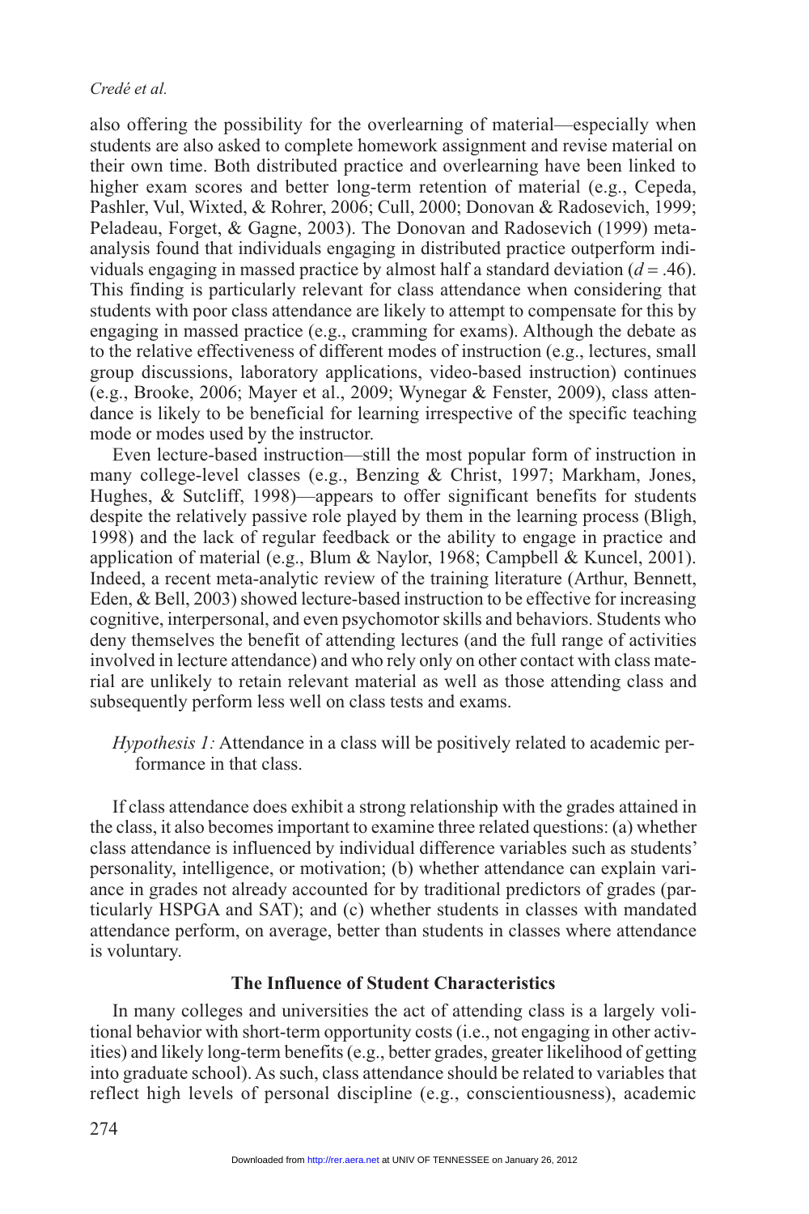also offering the possibility for the overlearning of material—especially when students are also asked to complete homework assignment and revise material on their own time. Both distributed practice and overlearning have been linked to higher exam scores and better long-term retention of material (e.g., Cepeda, Pashler, Vul, Wixted, & Rohrer, 2006; Cull, 2000; Donovan & Radosevich, 1999; Peladeau, Forget, & Gagne, 2003). The Donovan and Radosevich (1999) meta-analysis found that individuals engaging in distributed practice outperform individuals engaging in massed practice by almost half a standard deviation ($d = .46$). This finding is particularly relevant for class attendance when considering that students with poor class attendance are likely to attempt to compensate for this by engaging in massed practice (e.g., cramming for exams). Although the debate as to the relative effectiveness of different modes of instruction (e.g., lectures, small group discussions, laboratory applications, video-based instruction) continues (e.g., Brooke, 2006; Mayer et al., 2009; Wynegar & Fenster, 2009), class attendance is likely to be beneficial for learning irrespective of the specific teaching mode or modes used by the instructor.

Even lecture-based instruction—still the most popular form of instruction in many college-level classes (e.g., Benzing & Christ, 1997; Markham, Jones, Hughes, & Sutcliff, 1998)—appears to offer significant benefits for students despite the relatively passive role played by them in the learning process (Bligh, 1998) and the lack of regular feedback or the ability to engage in practice and application of material (e.g., Blum & Naylor, 1968; Campbell & Kuncel, 2001). Indeed, a recent meta-analytic review of the training literature (Arthur, Bennett, Eden, & Bell, 2003) showed lecture-based instruction to be effective for increasing cognitive, interpersonal, and even psychomotor skills and behaviors. Students who deny themselves the benefit of attending lectures (and the full range of activities involved in lecture attendance) and who rely only on other contact with class material are unlikely to retain relevant material as well as those attending class and subsequently perform less well on class tests and exams.

*Hypothesis 1:* Attendance in a class will be positively related to academic performance in that class.

If class attendance does exhibit a strong relationship with the grades attained in the class, it also becomes important to examine three related questions: (a) whether class attendance is influenced by individual difference variables such as students' personality, intelligence, or motivation; (b) whether attendance can explain variance in grades not already accounted for by traditional predictors of grades (particularly HSPGA and SAT); and (c) whether students in classes with mandated attendance perform, on average, better than students in classes where attendance is voluntary.

## The Influence of Student Characteristics

In many colleges and universities the act of attending class is a largely volitional behavior with short-term opportunity costs (i.e., not engaging in other activities) and likely long-term benefits (e.g., better grades, greater likelihood of getting into graduate school). As such, class attendance should be related to variables that reflect high levels of personal discipline (e.g., conscientiousness), academic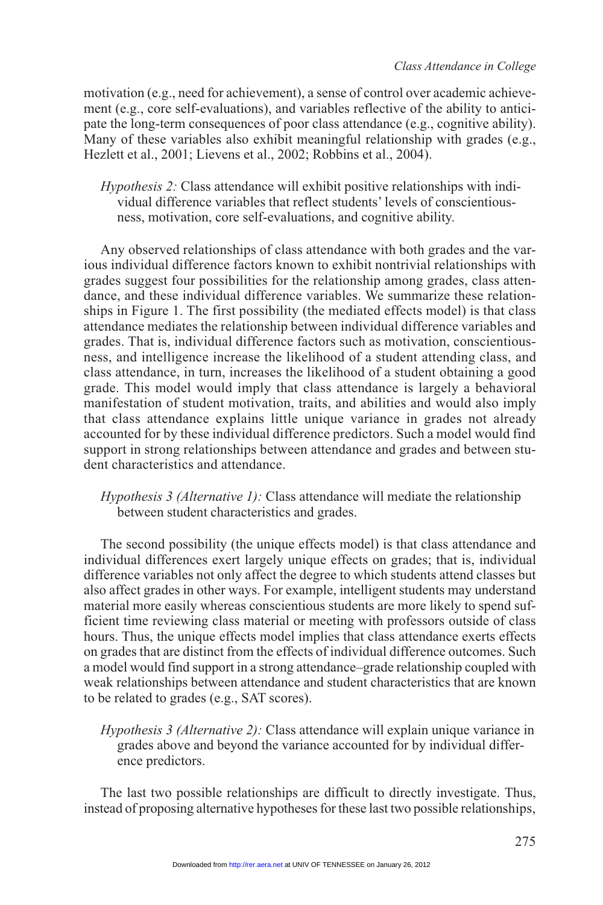motivation (e.g., need for achievement), a sense of control over academic achievement (e.g., core self-evaluations), and variables reflective of the ability to anticipate the long-term consequences of poor class attendance (e.g., cognitive ability). Many of these variables also exhibit meaningful relationship with grades (e.g., Hezlett et al., 2001; Lievens et al., 2002; Robbins et al., 2004).

> *Hypothesis 2:* Class attendance will exhibit positive relationships with individual difference variables that reflect students' levels of conscientiousness, motivation, core self-evaluations, and cognitive ability.

Any observed relationships of class attendance with both grades and the various individual difference factors known to exhibit nontrivial relationships with grades suggest four possibilities for the relationship among grades, class attendance, and these individual difference variables. We summarize these relationships in Figure 1. The first possibility (the mediated effects model) is that class attendance mediates the relationship between individual difference variables and grades. That is, individual difference factors such as motivation, conscientiousness, and intelligence increase the likelihood of a student attending class, and class attendance, in turn, increases the likelihood of a student obtaining a good grade. This model would imply that class attendance is largely a behavioral manifestation of student motivation, traits, and abilities and would also imply that class attendance explains little unique variance in grades not already accounted for by these individual difference predictors. Such a model would find support in strong relationships between attendance and grades and between student characteristics and attendance.

> *Hypothesis 3 (Alternative 1):* Class attendance will mediate the relationship between student characteristics and grades.

The second possibility (the unique effects model) is that class attendance and individual differences exert largely unique effects on grades; that is, individual difference variables not only affect the degree to which students attend classes but also affect grades in other ways. For example, intelligent students may understand material more easily whereas conscientious students are more likely to spend sufficient time reviewing class material or meeting with professors outside of class hours. Thus, the unique effects model implies that class attendance exerts effects on grades that are distinct from the effects of individual difference outcomes. Such a model would find support in a strong attendance–grade relationship coupled with weak relationships between attendance and student characteristics that are known to be related to grades (e.g., SAT scores).

> *Hypothesis 3 (Alternative 2):* Class attendance will explain unique variance in grades above and beyond the variance accounted for by individual difference predictors.

The last two possible relationships are difficult to directly investigate. Thus, instead of proposing alternative hypotheses for these last two possible relationships,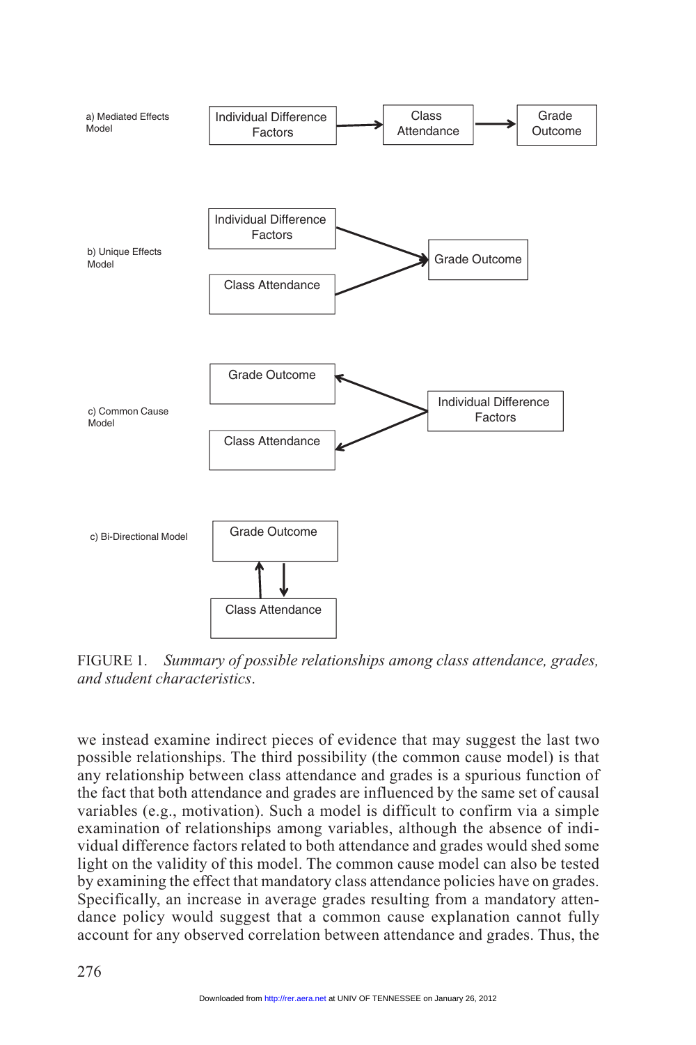a) Mediated Effects Model

Individual Difference Factors → Class Attendance → Grade Outcome

b) Unique Effects Model

Individual Difference Factors → Grade Outcome

Class Attendance → Grade Outcome

c) Common Cause Model

Individual Difference Factors → Grade Outcome

Individual Difference Factors → Class Attendance

c) Bi-Directional Model

Grade Outcome ⇄ Class Attendance

FIGURE 1. *Summary of possible relationships among class attendance, grades, and student characteristics.*

we instead examine indirect pieces of evidence that may suggest the last two possible relationships. The third possibility (the common cause model) is that any relationship between class attendance and grades is a spurious function of the fact that both attendance and grades are influenced by the same set of causal variables (e.g., motivation). Such a model is difficult to confirm via a simple examination of relationships among variables, although the absence of individual difference factors related to both attendance and grades would shed some light on the validity of this model. The common cause model can also be tested by examining the effect that mandatory class attendance policies have on grades. Specifically, an increase in average grades resulting from a mandatory attendance policy would suggest that a common cause explanation cannot fully account for any observed correlation between attendance and grades. Thus, the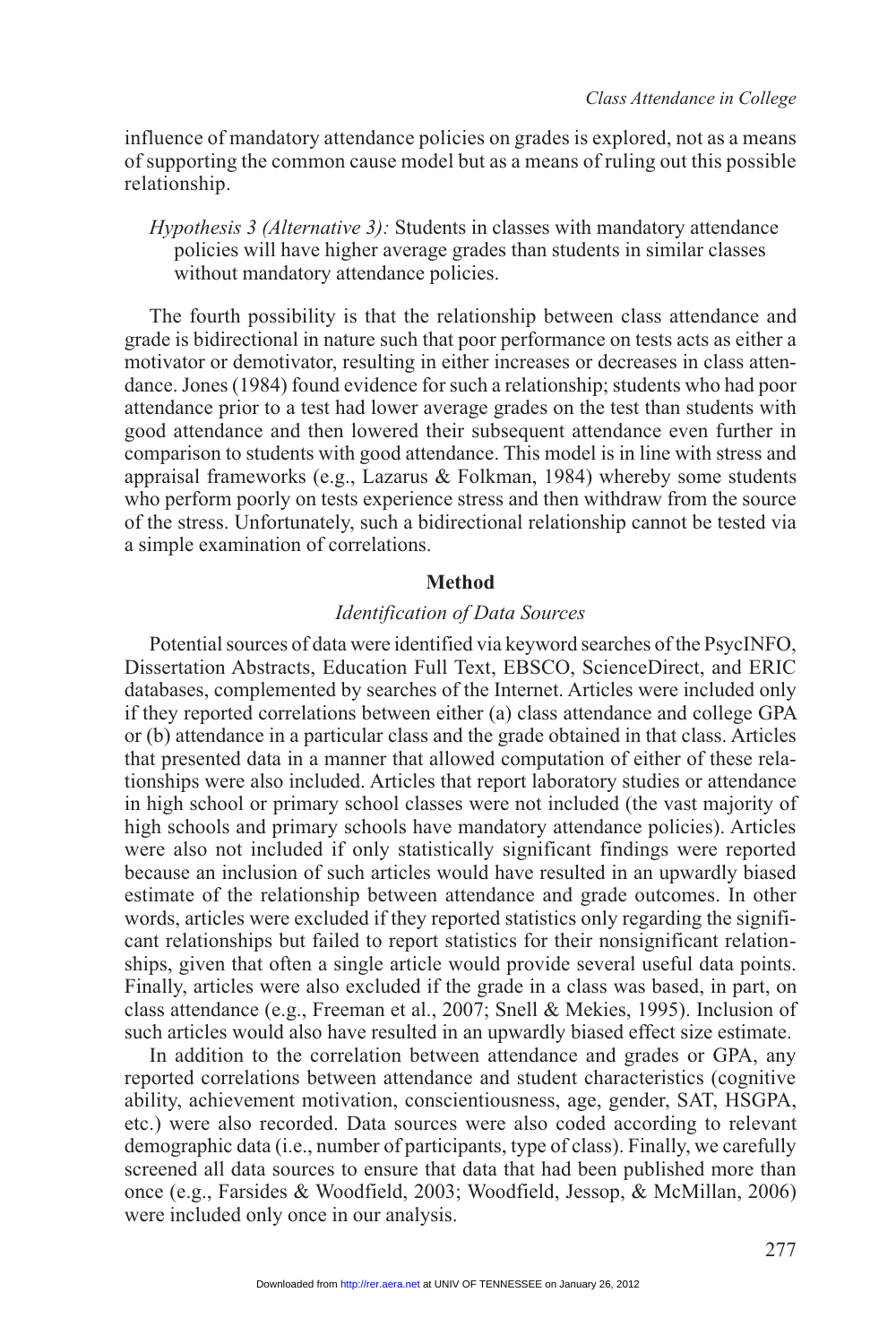influence of mandatory attendance policies on grades is explored, not as a means of supporting the common cause model but as a means of ruling out this possible relationship.

> *Hypothesis 3 (Alternative 3):* Students in classes with mandatory attendance policies will have higher average grades than students in similar classes without mandatory attendance policies.

The fourth possibility is that the relationship between class attendance and grade is bidirectional in nature such that poor performance on tests acts as either a motivator or demotivator, resulting in either increases or decreases in class attendance. Jones (1984) found evidence for such a relationship; students who had poor attendance prior to a test had lower average grades on the test than students with good attendance and then lowered their subsequent attendance even further in comparison to students with good attendance. This model is in line with stress and appraisal frameworks (e.g., Lazarus & Folkman, 1984) whereby some students who perform poorly on tests experience stress and then withdraw from the source of the stress. Unfortunately, such a bidirectional relationship cannot be tested via a simple examination of correlations.

## Method

### *Identification of Data Sources*

Potential sources of data were identified via keyword searches of the PsycINFO, Dissertation Abstracts, Education Full Text, EBSCO, ScienceDirect, and ERIC databases, complemented by searches of the Internet. Articles were included only if they reported correlations between either (a) class attendance and college GPA or (b) attendance in a particular class and the grade obtained in that class. Articles that presented data in a manner that allowed computation of either of these relationships were also included. Articles that report laboratory studies or attendance in high school or primary school classes were not included (the vast majority of high schools and primary schools have mandatory attendance policies). Articles were also not included if only statistically significant findings were reported because an inclusion of such articles would have resulted in an upwardly biased estimate of the relationship between attendance and grade outcomes. In other words, articles were excluded if they reported statistics only regarding the significant relationships but failed to report statistics for their nonsignificant relationships, given that often a single article would provide several useful data points. Finally, articles were also excluded if the grade in a class was based, in part, on class attendance (e.g., Freeman et al., 2007; Snell & Mekies, 1995). Inclusion of such articles would also have resulted in an upwardly biased effect size estimate.

In addition to the correlation between attendance and grades or GPA, any reported correlations between attendance and student characteristics (cognitive ability, achievement motivation, conscientiousness, age, gender, SAT, HSGPA, etc.) were also recorded. Data sources were also coded according to relevant demographic data (i.e., number of participants, type of class). Finally, we carefully screened all data sources to ensure that data that had been published more than once (e.g., Farsides & Woodfield, 2003; Woodfield, Jessop, & McMillan, 2006) were included only once in our analysis.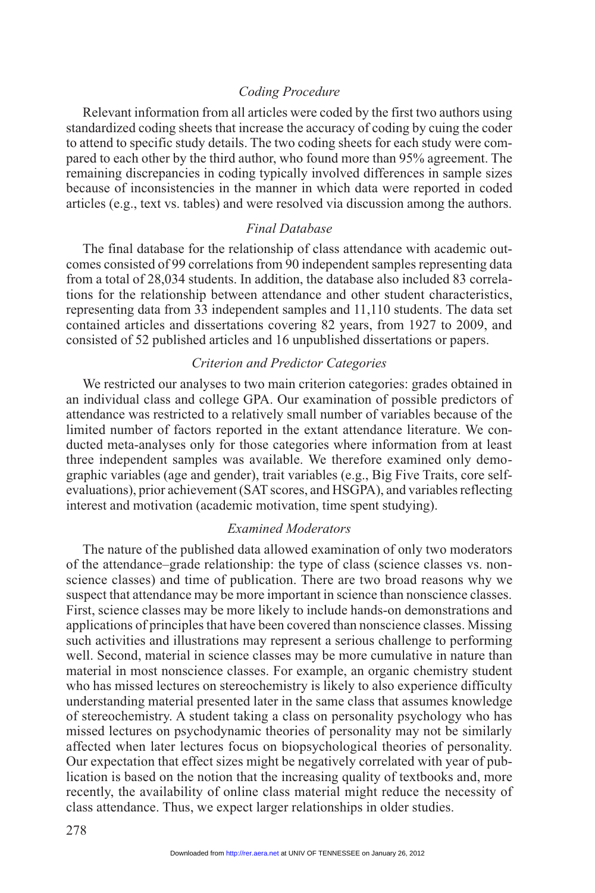### *Coding Procedure*

Relevant information from all articles were coded by the first two authors using standardized coding sheets that increase the accuracy of coding by cuing the coder to attend to specific study details. The two coding sheets for each study were compared to each other by the third author, who found more than 95% agreement. The remaining discrepancies in coding typically involved differences in sample sizes because of inconsistencies in the manner in which data were reported in coded articles (e.g., text vs. tables) and were resolved via discussion among the authors.

### *Final Database*

The final database for the relationship of class attendance with academic outcomes consisted of 99 correlations from 90 independent samples representing data from a total of 28,034 students. In addition, the database also included 83 correlations for the relationship between attendance and other student characteristics, representing data from 33 independent samples and 11,110 students. The data set contained articles and dissertations covering 82 years, from 1927 to 2009, and consisted of 52 published articles and 16 unpublished dissertations or papers.

### *Criterion and Predictor Categories*

We restricted our analyses to two main criterion categories: grades obtained in an individual class and college GPA. Our examination of possible predictors of attendance was restricted to a relatively small number of variables because of the limited number of factors reported in the extant attendance literature. We conducted meta-analyses only for those categories where information from at least three independent samples was available. We therefore examined only demographic variables (age and gender), trait variables (e.g., Big Five Traits, core self-evaluations), prior achievement (SAT scores, and HSGPA), and variables reflecting interest and motivation (academic motivation, time spent studying).

### *Examined Moderators*

The nature of the published data allowed examination of only two moderators of the attendance–grade relationship: the type of class (science classes vs. nonscience classes) and time of publication. There are two broad reasons why we suspect that attendance may be more important in science than nonscience classes. First, science classes may be more likely to include hands-on demonstrations and applications of principles that have been covered than nonscience classes. Missing such activities and illustrations may represent a serious challenge to performing well. Second, material in science classes may be more cumulative in nature than material in most nonscience classes. For example, an organic chemistry student who has missed lectures on stereochemistry is likely to also experience difficulty understanding material presented later in the same class that assumes knowledge of stereochemistry. A student taking a class on personality psychology who has missed lectures on psychodynamic theories of personality may not be similarly affected when later lectures focus on biopsychological theories of personality. Our expectation that effect sizes might be negatively correlated with year of publication is based on the notion that the increasing quality of textbooks and, more recently, the availability of online class material might reduce the necessity of class attendance. Thus, we expect larger relationships in older studies.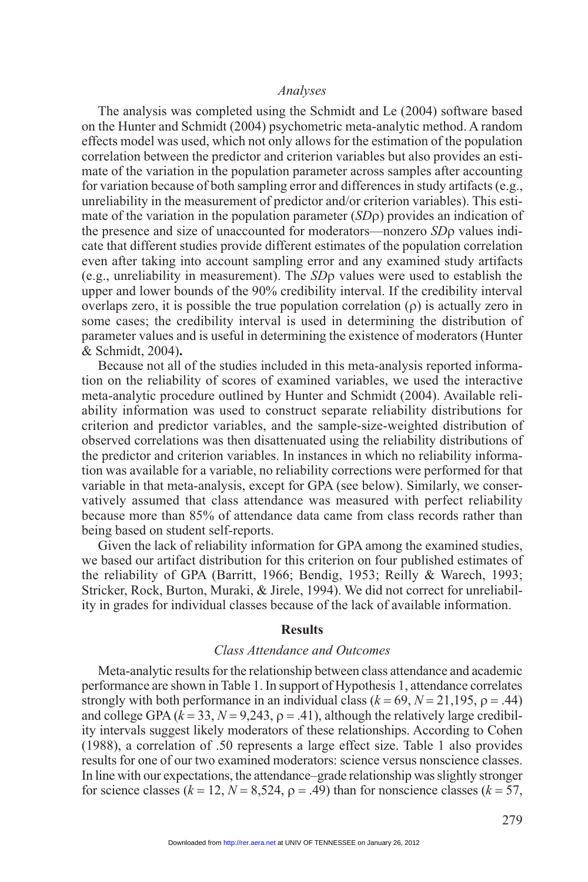### *Analyses*

The analysis was completed using the Schmidt and Le (2004) software based on the Hunter and Schmidt (2004) psychometric meta-analytic method. A random effects model was used, which not only allows for the estimation of the population correlation between the predictor and criterion variables but also provides an estimate of the variation in the population parameter across samples after accounting for variation because of both sampling error and differences in study artifacts (e.g., unreliability in the measurement of predictor and/or criterion variables). This estimate of the variation in the population parameter ($SD\rho$) provides an indication of the presence and size of unaccounted for moderators—nonzero $SD\rho$ values indicate that different studies provide different estimates of the population correlation even after taking into account sampling error and any examined study artifacts (e.g., unreliability in measurement). The $SD\rho$ values were used to establish the upper and lower bounds of the 90% credibility interval. If the credibility interval overlaps zero, it is possible the true population correlation ($\rho$) is actually zero in some cases; the credibility interval is used in determining the distribution of parameter values and is useful in determining the existence of moderators (Hunter & Schmidt, 2004).

Because not all of the studies included in this meta-analysis reported information on the reliability of scores of examined variables, we used the interactive meta-analytic procedure outlined by Hunter and Schmidt (2004). Available reliability information was used to construct separate reliability distributions for criterion and predictor variables, and the sample-size-weighted distribution of observed correlations was then disattenuated using the reliability distributions of the predictor and criterion variables. In instances in which no reliability information was available for a variable, no reliability corrections were performed for that variable in that meta-analysis, except for GPA (see below). Similarly, we conservatively assumed that class attendance was measured with perfect reliability because more than 85% of attendance data came from class records rather than being based on student self-reports.

Given the lack of reliability information for GPA among the examined studies, we based our artifact distribution for this criterion on four published estimates of the reliability of GPA (Barritt, 1966; Bendig, 1953; Reilly & Warech, 1993; Stricker, Rock, Burton, Muraki, & Jirele, 1994). We did not correct for unreliability in grades for individual classes because of the lack of available information.

## Results

### *Class Attendance and Outcomes*

Meta-analytic results for the relationship between class attendance and academic performance are shown in Table 1. In support of Hypothesis 1, attendance correlates strongly with both performance in an individual class ($k = 69$, $N = 21{,}195$, $\rho = .44$) and college GPA ($k = 33$, $N = 9{,}243$, $\rho = .41$), although the relatively large credibility intervals suggest likely moderators of these relationships. According to Cohen (1988), a correlation of .50 represents a large effect size. Table 1 also provides results for one of our two examined moderators: science versus nonscience classes. In line with our expectations, the attendance–grade relationship was slightly stronger for science classes ($k = 12$, $N = 8{,}524$, $\rho = .49$) than for nonscience classes ($k = 57$,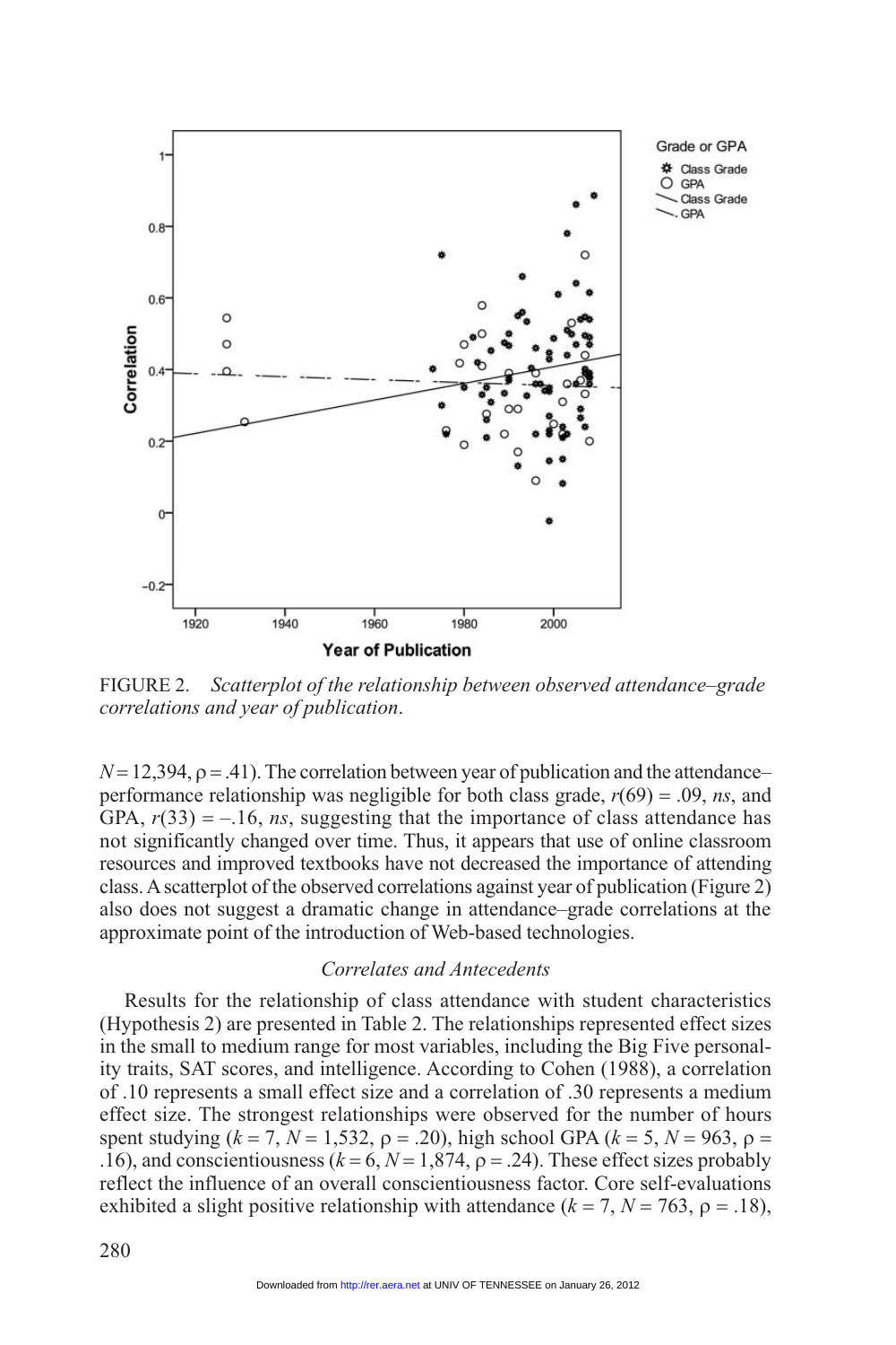FIGURE 2. *Scatterplot of the relationship between observed attendance–grade correlations and year of publication.*

$N = 12{,}394$, $\rho = .41$). The correlation between year of publication and the attendance–performance relationship was negligible for both class grade, $r(69) = .09$, *ns*, and GPA, $r(33) = -.16$, *ns*, suggesting that the importance of class attendance has not significantly changed over time. Thus, it appears that use of online classroom resources and improved textbooks have not decreased the importance of attending class. A scatterplot of the observed correlations against year of publication (Figure 2) also does not suggest a dramatic change in attendance–grade correlations at the approximate point of the introduction of Web-based technologies.

### *Correlates and Antecedents*

Results for the relationship of class attendance with student characteristics (Hypothesis 2) are presented in Table 2. The relationships represented effect sizes in the small to medium range for most variables, including the Big Five personality traits, SAT scores, and intelligence. According to Cohen (1988), a correlation of .10 represents a small effect size and a correlation of .30 represents a medium effect size. The strongest relationships were observed for the number of hours spent studying ($k = 7$, $N = 1{,}532$, $\rho = .20$), high school GPA ($k = 5$, $N = 963$, $\rho = .16$), and conscientiousness ($k = 6$, $N = 1{,}874$, $\rho = .24$). These effect sizes probably reflect the influence of an overall conscientiousness factor. Core self-evaluations exhibited a slight positive relationship with attendance ($k = 7$, $N = 763$, $\rho = .18$),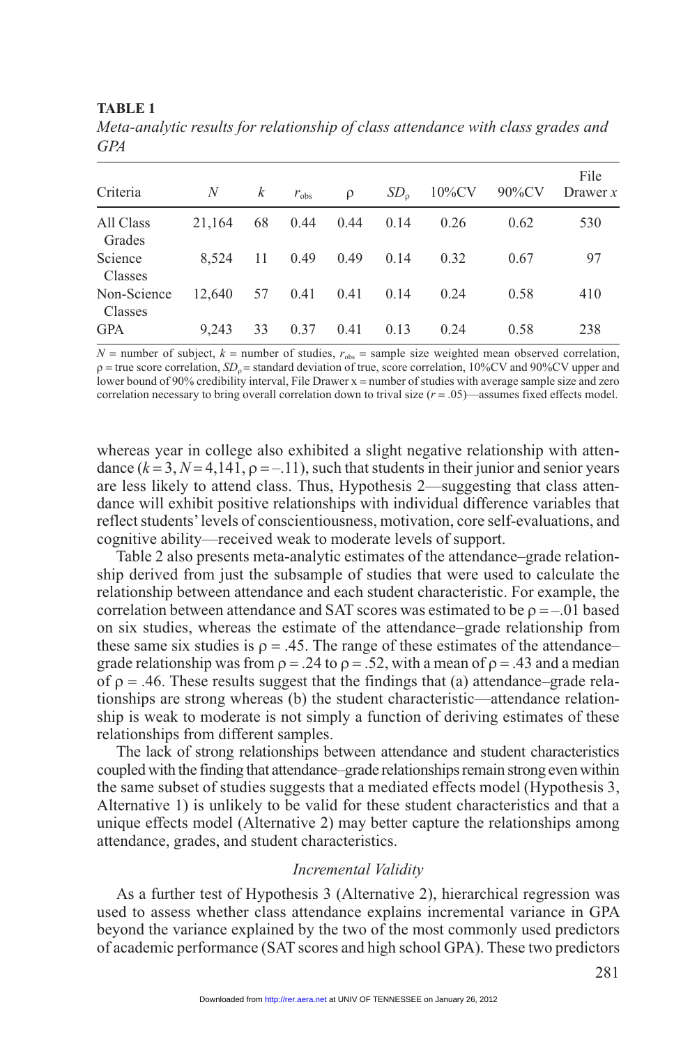**TABLE 1**

*Meta-analytic results for relationship of class attendance with class grades and GPA*

| Criteria | $N$ | $k$ | $r_{obs}$ | ρ | $SD_ρ$ | 10%CV | 90%CV | File Drawer $x$ |
|---|---|---|---|---|---|---|---|---|
| All Class Grades | 21,164 | 68 | 0.44 | 0.44 | 0.14 | 0.26 | 0.62 | 530 |
| Science Classes | 8,524 | 11 | 0.49 | 0.49 | 0.14 | 0.32 | 0.67 | 97 |
| Non-Science Classes | 12,640 | 57 | 0.41 | 0.41 | 0.14 | 0.24 | 0.58 | 410 |
| GPA | 9,243 | 33 | 0.37 | 0.41 | 0.13 | 0.24 | 0.58 | 238 |

$N$ = number of subject, $k$ = number of studies, $r_{obs}$ = sample size weighted mean observed correlation, ρ = true score correlation, $SD_ρ$ = standard deviation of true, score correlation, 10%CV and 90%CV upper and lower bound of 90% credibility interval, File Drawer x = number of studies with average sample size and zero correlation necessary to bring overall correlation down to trival size ($r$ = .05)—assumes fixed effects model.

whereas year in college also exhibited a slight negative relationship with attendance ($k = 3$, $N = 4{,}141$, $ρ = –.11$), such that students in their junior and senior years are less likely to attend class. Thus, Hypothesis 2—suggesting that class attendance will exhibit positive relationships with individual difference variables that reflect students' levels of conscientiousness, motivation, core self-evaluations, and cognitive ability—received weak to moderate levels of support.

Table 2 also presents meta-analytic estimates of the attendance–grade relationship derived from just the subsample of studies that were used to calculate the relationship between attendance and each student characteristic. For example, the correlation between attendance and SAT scores was estimated to be $ρ = –.01$ based on six studies, whereas the estimate of the attendance–grade relationship from these same six studies is $ρ = .45$. The range of these estimates of the attendance–grade relationship was from $ρ = .24$ to $ρ = .52$, with a mean of $ρ = .43$ and a median of $ρ = .46$. These results suggest that the findings that (a) attendance–grade relationships are strong whereas (b) the student characteristic—attendance relationship is weak to moderate is not simply a function of deriving estimates of these relationships from different samples.

The lack of strong relationships between attendance and student characteristics coupled with the finding that attendance–grade relationships remain strong even within the same subset of studies suggests that a mediated effects model (Hypothesis 3, Alternative 1) is unlikely to be valid for these student characteristics and that a unique effects model (Alternative 2) may better capture the relationships among attendance, grades, and student characteristics.

### *Incremental Validity*

As a further test of Hypothesis 3 (Alternative 2), hierarchical regression was used to assess whether class attendance explains incremental variance in GPA beyond the variance explained by the two of the most commonly used predictors of academic performance (SAT scores and high school GPA). These two predictors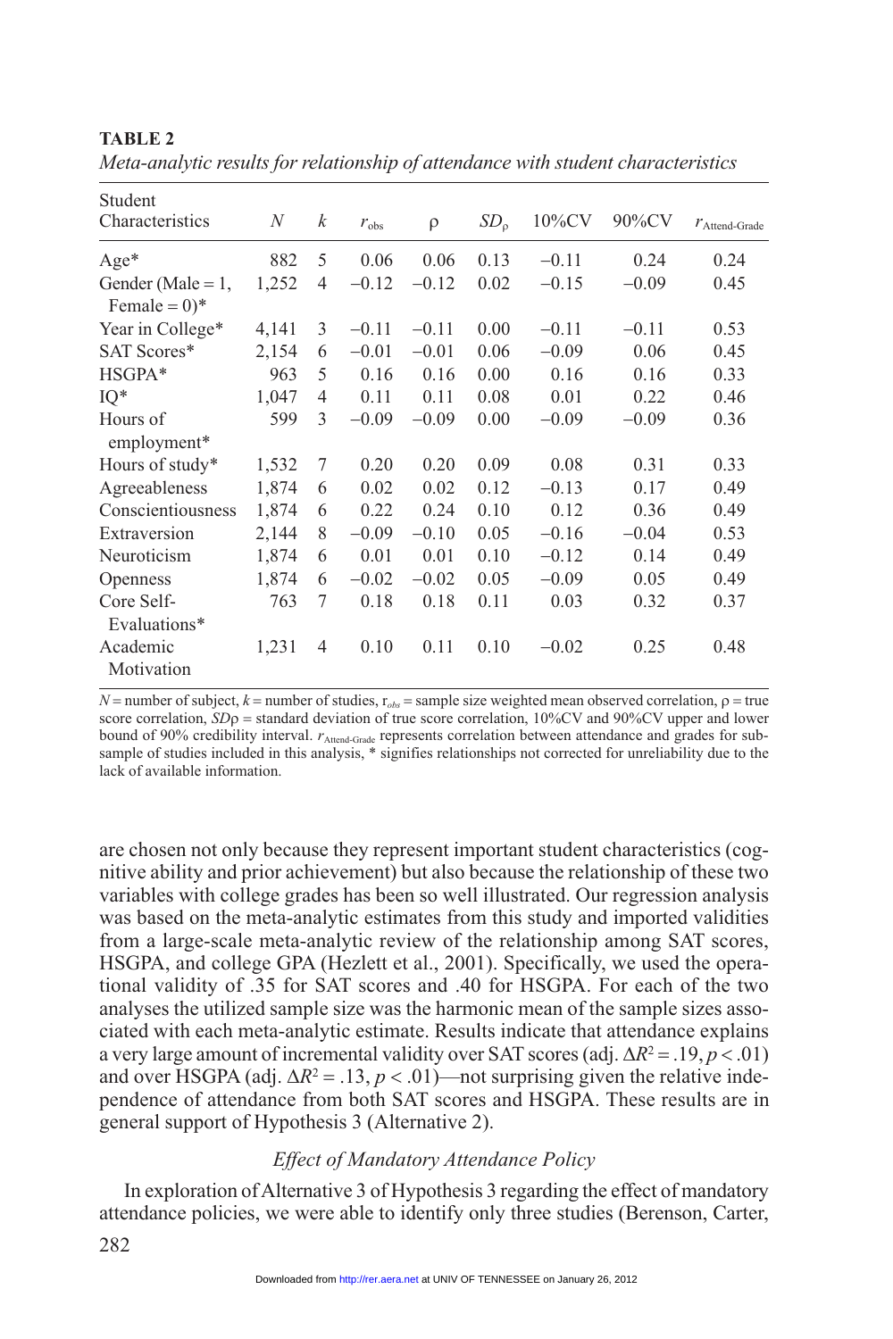**TABLE 2**

*Meta-analytic results for relationship of attendance with student characteristics*

| Student Characteristics | $N$ | $k$ | $r_{obs}$ | $\rho$ | $SD_{\rho}$ | 10%CV | 90%CV | $r_{Attend\text{-}Grade}$ |
|---|---|---|---|---|---|---|---|---|
| Age* | 882 | 5 | 0.06 | 0.06 | 0.13 | −0.11 | 0.24 | 0.24 |
| Gender (Male = 1, Female = 0)* | 1,252 | 4 | −0.12 | −0.12 | 0.02 | −0.15 | −0.09 | 0.45 |
| Year in College* | 4,141 | 3 | −0.11 | −0.11 | 0.00 | −0.11 | −0.11 | 0.53 |
| SAT Scores* | 2,154 | 6 | −0.01 | −0.01 | 0.06 | −0.09 | 0.06 | 0.45 |
| HSGPA* | 963 | 5 | 0.16 | 0.16 | 0.00 | 0.16 | 0.16 | 0.33 |
| IQ* | 1,047 | 4 | 0.11 | 0.11 | 0.08 | 0.01 | 0.22 | 0.46 |
| Hours of employment* | 599 | 3 | −0.09 | −0.09 | 0.00 | −0.09 | −0.09 | 0.36 |
| Hours of study* | 1,532 | 7 | 0.20 | 0.20 | 0.09 | 0.08 | 0.31 | 0.33 |
| Agreeableness | 1,874 | 6 | 0.02 | 0.02 | 0.12 | −0.13 | 0.17 | 0.49 |
| Conscientiousness | 1,874 | 6 | 0.22 | 0.24 | 0.10 | 0.12 | 0.36 | 0.49 |
| Extraversion | 2,144 | 8 | −0.09 | −0.10 | 0.05 | −0.16 | −0.04 | 0.53 |
| Neuroticism | 1,874 | 6 | 0.01 | 0.01 | 0.10 | −0.12 | 0.14 | 0.49 |
| Openness | 1,874 | 6 | −0.02 | −0.02 | 0.05 | −0.09 | 0.05 | 0.49 |
| Core Self-Evaluations* | 763 | 7 | 0.18 | 0.18 | 0.11 | 0.03 | 0.32 | 0.37 |
| Academic Motivation | 1,231 | 4 | 0.10 | 0.11 | 0.10 | −0.02 | 0.25 | 0.48 |

$N$ = number of subject, $k$ = number of studies, $r_{obs}$ = sample size weighted mean observed correlation, $\rho$ = true score correlation, $SD\rho$ = standard deviation of true score correlation, 10%CV and 90%CV upper and lower bound of 90% credibility interval. $r_{Attend\text{-}Grade}$ represents correlation between attendance and grades for subsample of studies included in this analysis, * signifies relationships not corrected for unreliability due to the lack of available information.

are chosen not only because they represent important student characteristics (cognitive ability and prior achievement) but also because the relationship of these two variables with college grades has been so well illustrated. Our regression analysis was based on the meta-analytic estimates from this study and imported validities from a large-scale meta-analytic review of the relationship among SAT scores, HSGPA, and college GPA (Hezlett et al., 2001). Specifically, we used the operational validity of .35 for SAT scores and .40 for HSGPA. For each of the two analyses the utilized sample size was the harmonic mean of the sample sizes associated with each meta-analytic estimate. Results indicate that attendance explains a very large amount of incremental validity over SAT scores (adj. $\Delta R^2 = .19, p < .01$) and over HSGPA (adj. $\Delta R^2 = .13, p < .01$)—not surprising given the relative independence of attendance from both SAT scores and HSGPA. These results are in general support of Hypothesis 3 (Alternative 2).

### *Effect of Mandatory Attendance Policy*

In exploration of Alternative 3 of Hypothesis 3 regarding the effect of mandatory attendance policies, we were able to identify only three studies (Berenson, Carter,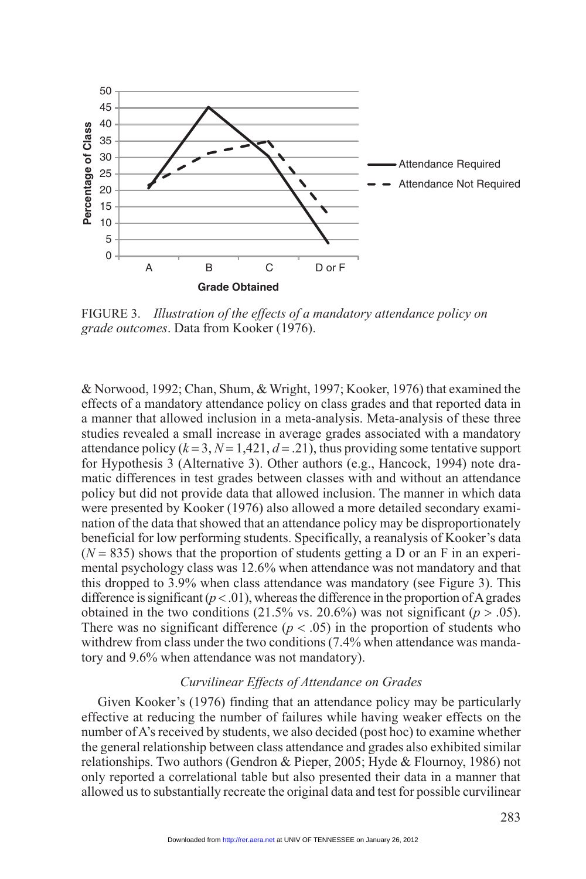FIGURE 3. *Illustration of the effects of a mandatory attendance policy on grade outcomes*. Data from Kooker (1976).

& Norwood, 1992; Chan, Shum, & Wright, 1997; Kooker, 1976) that examined the effects of a mandatory attendance policy on class grades and that reported data in a manner that allowed inclusion in a meta-analysis. Meta-analysis of these three studies revealed a small increase in average grades associated with a mandatory attendance policy ($k = 3$, $N = 1{,}421$, $d = .21$), thus providing some tentative support for Hypothesis 3 (Alternative 3). Other authors (e.g., Hancock, 1994) note dramatic differences in test grades between classes with and without an attendance policy but did not provide data that allowed inclusion. The manner in which data were presented by Kooker (1976) also allowed a more detailed secondary examination of the data that showed that an attendance policy may be disproportionately beneficial for low performing students. Specifically, a reanalysis of Kooker's data ($N = 835$) shows that the proportion of students getting a D or an F in an experimental psychology class was 12.6% when attendance was not mandatory and that this dropped to 3.9% when class attendance was mandatory (see Figure 3). This difference is significant ($p < .01$), whereas the difference in the proportion of A grades obtained in the two conditions (21.5% vs. 20.6%) was not significant ($p > .05$). There was no significant difference ($p < .05$) in the proportion of students who withdrew from class under the two conditions (7.4% when attendance was mandatory and 9.6% when attendance was not mandatory).

### *Curvilinear Effects of Attendance on Grades*

Given Kooker's (1976) finding that an attendance policy may be particularly effective at reducing the number of failures while having weaker effects on the number of A's received by students, we also decided (post hoc) to examine whether the general relationship between class attendance and grades also exhibited similar relationships. Two authors (Gendron & Pieper, 2005; Hyde & Flournoy, 1986) not only reported a correlational table but also presented their data in a manner that allowed us to substantially recreate the original data and test for possible curvilinear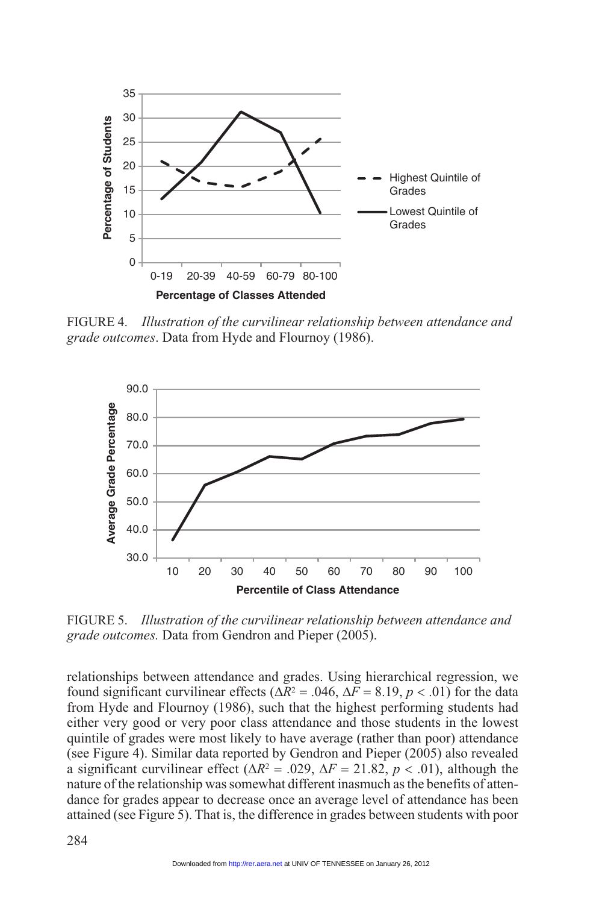FIGURE 4. *Illustration of the curvilinear relationship between attendance and grade outcomes*. Data from Hyde and Flournoy (1986).

FIGURE 5. *Illustration of the curvilinear relationship between attendance and grade outcomes.* Data from Gendron and Pieper (2005).

relationships between attendance and grades. Using hierarchical regression, we found significant curvilinear effects ($\Delta R^2 = .046$, $\Delta F = 8.19$, $p < .01$) for the data from Hyde and Flournoy (1986), such that the highest performing students had either very good or very poor class attendance and those students in the lowest quintile of grades were most likely to have average (rather than poor) attendance (see Figure 4). Similar data reported by Gendron and Pieper (2005) also revealed a significant curvilinear effect ($\Delta R^2 = .029$, $\Delta F = 21.82$, $p < .01$), although the nature of the relationship was somewhat different inasmuch as the benefits of attendance for grades appear to decrease once an average level of attendance has been attained (see Figure 5). That is, the difference in grades between students with poor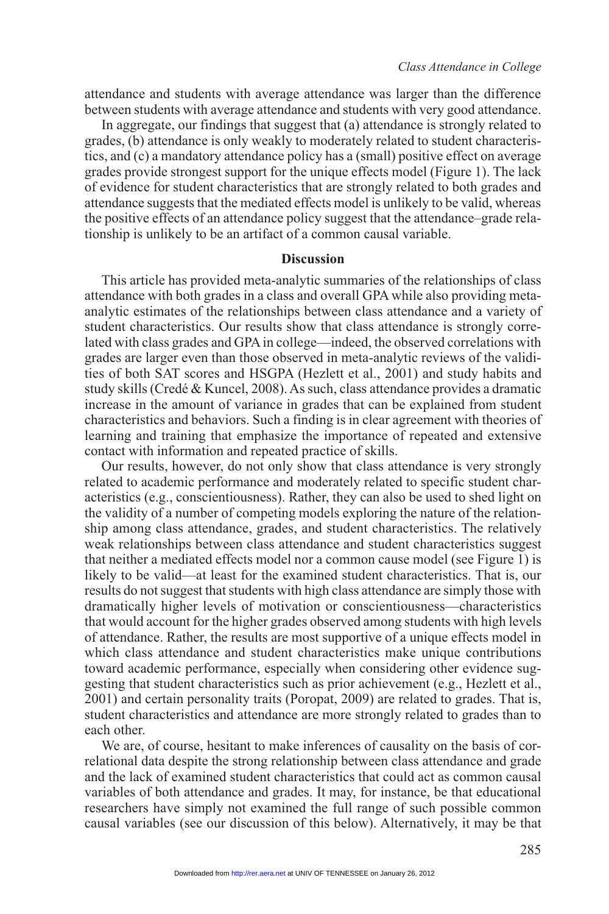attendance and students with average attendance was larger than the difference between students with average attendance and students with very good attendance.

In aggregate, our findings that suggest that (a) attendance is strongly related to grades, (b) attendance is only weakly to moderately related to student characteristics, and (c) a mandatory attendance policy has a (small) positive effect on average grades provide strongest support for the unique effects model (Figure 1). The lack of evidence for student characteristics that are strongly related to both grades and attendance suggests that the mediated effects model is unlikely to be valid, whereas the positive effects of an attendance policy suggest that the attendance–grade relationship is unlikely to be an artifact of a common causal variable.

## Discussion

This article has provided meta-analytic summaries of the relationships of class attendance with both grades in a class and overall GPA while also providing meta-analytic estimates of the relationships between class attendance and a variety of student characteristics. Our results show that class attendance is strongly correlated with class grades and GPA in college—indeed, the observed correlations with grades are larger even than those observed in meta-analytic reviews of the validities of both SAT scores and HSGPA (Hezlett et al., 2001) and study habits and study skills (Credé & Kuncel, 2008). As such, class attendance provides a dramatic increase in the amount of variance in grades that can be explained from student characteristics and behaviors. Such a finding is in clear agreement with theories of learning and training that emphasize the importance of repeated and extensive contact with information and repeated practice of skills.

Our results, however, do not only show that class attendance is very strongly related to academic performance and moderately related to specific student characteristics (e.g., conscientiousness). Rather, they can also be used to shed light on the validity of a number of competing models exploring the nature of the relationship among class attendance, grades, and student characteristics. The relatively weak relationships between class attendance and student characteristics suggest that neither a mediated effects model nor a common cause model (see Figure 1) is likely to be valid—at least for the examined student characteristics. That is, our results do not suggest that students with high class attendance are simply those with dramatically higher levels of motivation or conscientiousness—characteristics that would account for the higher grades observed among students with high levels of attendance. Rather, the results are most supportive of a unique effects model in which class attendance and student characteristics make unique contributions toward academic performance, especially when considering other evidence suggesting that student characteristics such as prior achievement (e.g., Hezlett et al., 2001) and certain personality traits (Poropat, 2009) are related to grades. That is, student characteristics and attendance are more strongly related to grades than to each other.

We are, of course, hesitant to make inferences of causality on the basis of correlational data despite the strong relationship between class attendance and grade and the lack of examined student characteristics that could act as common causal variables of both attendance and grades. It may, for instance, be that educational researchers have simply not examined the full range of such possible common causal variables (see our discussion of this below). Alternatively, it may be that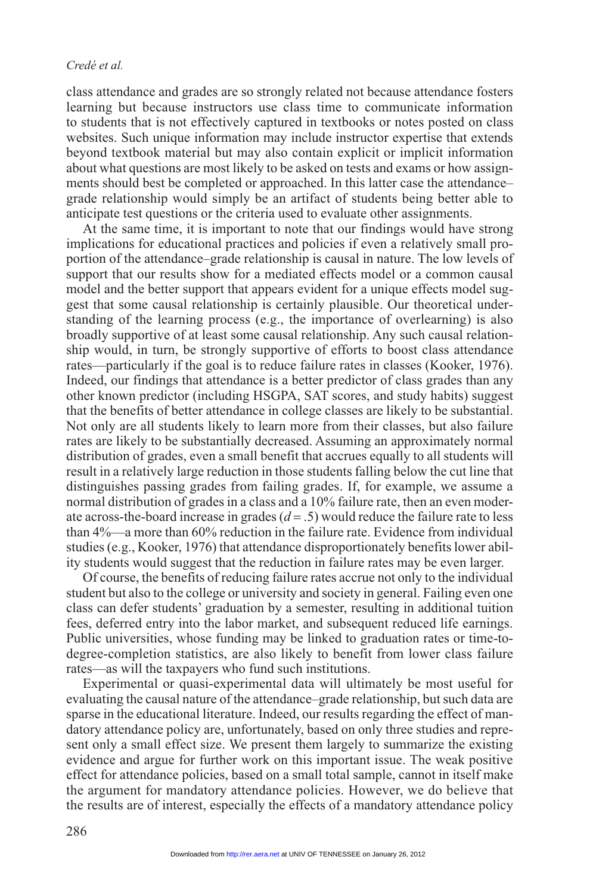class attendance and grades are so strongly related not because attendance fosters learning but because instructors use class time to communicate information to students that is not effectively captured in textbooks or notes posted on class websites. Such unique information may include instructor expertise that extends beyond textbook material but may also contain explicit or implicit information about what questions are most likely to be asked on tests and exams or how assignments should best be completed or approached. In this latter case the attendance–grade relationship would simply be an artifact of students being better able to anticipate test questions or the criteria used to evaluate other assignments.

At the same time, it is important to note that our findings would have strong implications for educational practices and policies if even a relatively small proportion of the attendance–grade relationship is causal in nature. The low levels of support that our results show for a mediated effects model or a common causal model and the better support that appears evident for a unique effects model suggest that some causal relationship is certainly plausible. Our theoretical understanding of the learning process (e.g., the importance of overlearning) is also broadly supportive of at least some causal relationship. Any such causal relationship would, in turn, be strongly supportive of efforts to boost class attendance rates—particularly if the goal is to reduce failure rates in classes (Kooker, 1976). Indeed, our findings that attendance is a better predictor of class grades than any other known predictor (including HSGPA, SAT scores, and study habits) suggest that the benefits of better attendance in college classes are likely to be substantial. Not only are all students likely to learn more from their classes, but also failure rates are likely to be substantially decreased. Assuming an approximately normal distribution of grades, even a small benefit that accrues equally to all students will result in a relatively large reduction in those students falling below the cut line that distinguishes passing grades from failing grades. If, for example, we assume a normal distribution of grades in a class and a 10% failure rate, then an even moderate across-the-board increase in grades ($d = .5$) would reduce the failure rate to less than 4%—a more than 60% reduction in the failure rate. Evidence from individual studies (e.g., Kooker, 1976) that attendance disproportionately benefits lower ability students would suggest that the reduction in failure rates may be even larger.

Of course, the benefits of reducing failure rates accrue not only to the individual student but also to the college or university and society in general. Failing even one class can defer students' graduation by a semester, resulting in additional tuition fees, deferred entry into the labor market, and subsequent reduced life earnings. Public universities, whose funding may be linked to graduation rates or time-to-degree-completion statistics, are also likely to benefit from lower class failure rates—as will the taxpayers who fund such institutions.

Experimental or quasi-experimental data will ultimately be most useful for evaluating the causal nature of the attendance–grade relationship, but such data are sparse in the educational literature. Indeed, our results regarding the effect of mandatory attendance policy are, unfortunately, based on only three studies and represent only a small effect size. We present them largely to summarize the existing evidence and argue for further work on this important issue. The weak positive effect for attendance policies, based on a small total sample, cannot in itself make the argument for mandatory attendance policies. However, we do believe that the results are of interest, especially the effects of a mandatory attendance policy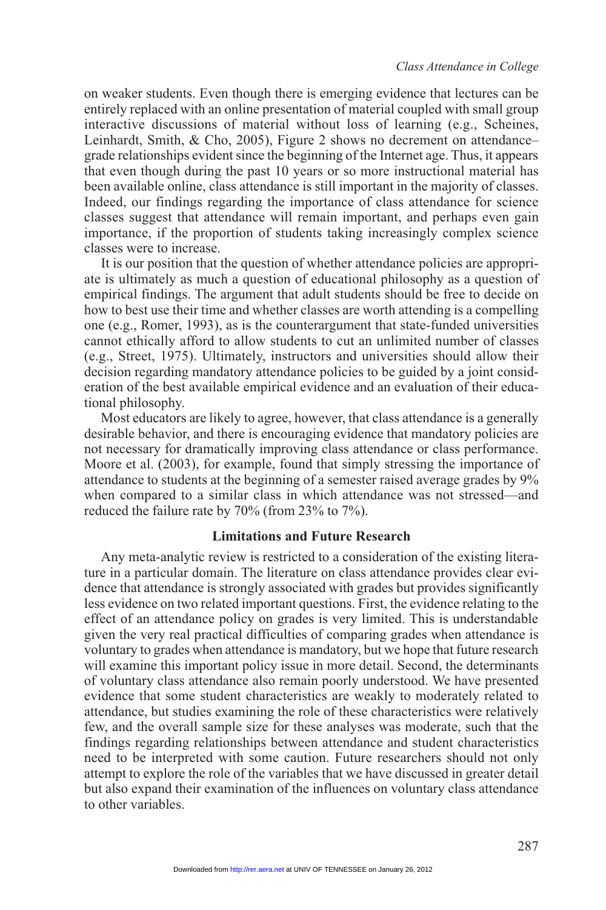on weaker students. Even though there is emerging evidence that lectures can be entirely replaced with an online presentation of material coupled with small group interactive discussions of material without loss of learning (e.g., Scheines, Leinhardt, Smith, & Cho, 2005), Figure 2 shows no decrement on attendance–grade relationships evident since the beginning of the Internet age. Thus, it appears that even though during the past 10 years or so more instructional material has been available online, class attendance is still important in the majority of classes. Indeed, our findings regarding the importance of class attendance for science classes suggest that attendance will remain important, and perhaps even gain importance, if the proportion of students taking increasingly complex science classes were to increase.

It is our position that the question of whether attendance policies are appropriate is ultimately as much a question of educational philosophy as a question of empirical findings. The argument that adult students should be free to decide on how to best use their time and whether classes are worth attending is a compelling one (e.g., Romer, 1993), as is the counterargument that state-funded universities cannot ethically afford to allow students to cut an unlimited number of classes (e.g., Street, 1975). Ultimately, instructors and universities should allow their decision regarding mandatory attendance policies to be guided by a joint consideration of the best available empirical evidence and an evaluation of their educational philosophy.

Most educators are likely to agree, however, that class attendance is a generally desirable behavior, and there is encouraging evidence that mandatory policies are not necessary for dramatically improving class attendance or class performance. Moore et al. (2003), for example, found that simply stressing the importance of attendance to students at the beginning of a semester raised average grades by 9% when compared to a similar class in which attendance was not stressed—and reduced the failure rate by 70% (from 23% to 7%).

## Limitations and Future Research

Any meta-analytic review is restricted to a consideration of the existing literature in a particular domain. The literature on class attendance provides clear evidence that attendance is strongly associated with grades but provides significantly less evidence on two related important questions. First, the evidence relating to the effect of an attendance policy on grades is very limited. This is understandable given the very real practical difficulties of comparing grades when attendance is voluntary to grades when attendance is mandatory, but we hope that future research will examine this important policy issue in more detail. Second, the determinants of voluntary class attendance also remain poorly understood. We have presented evidence that some student characteristics are weakly to moderately related to attendance, but studies examining the role of these characteristics were relatively few, and the overall sample size for these analyses was moderate, such that the findings regarding relationships between attendance and student characteristics need to be interpreted with some caution. Future researchers should not only attempt to explore the role of the variables that we have discussed in greater detail but also expand their examination of the influences on voluntary class attendance to other variables.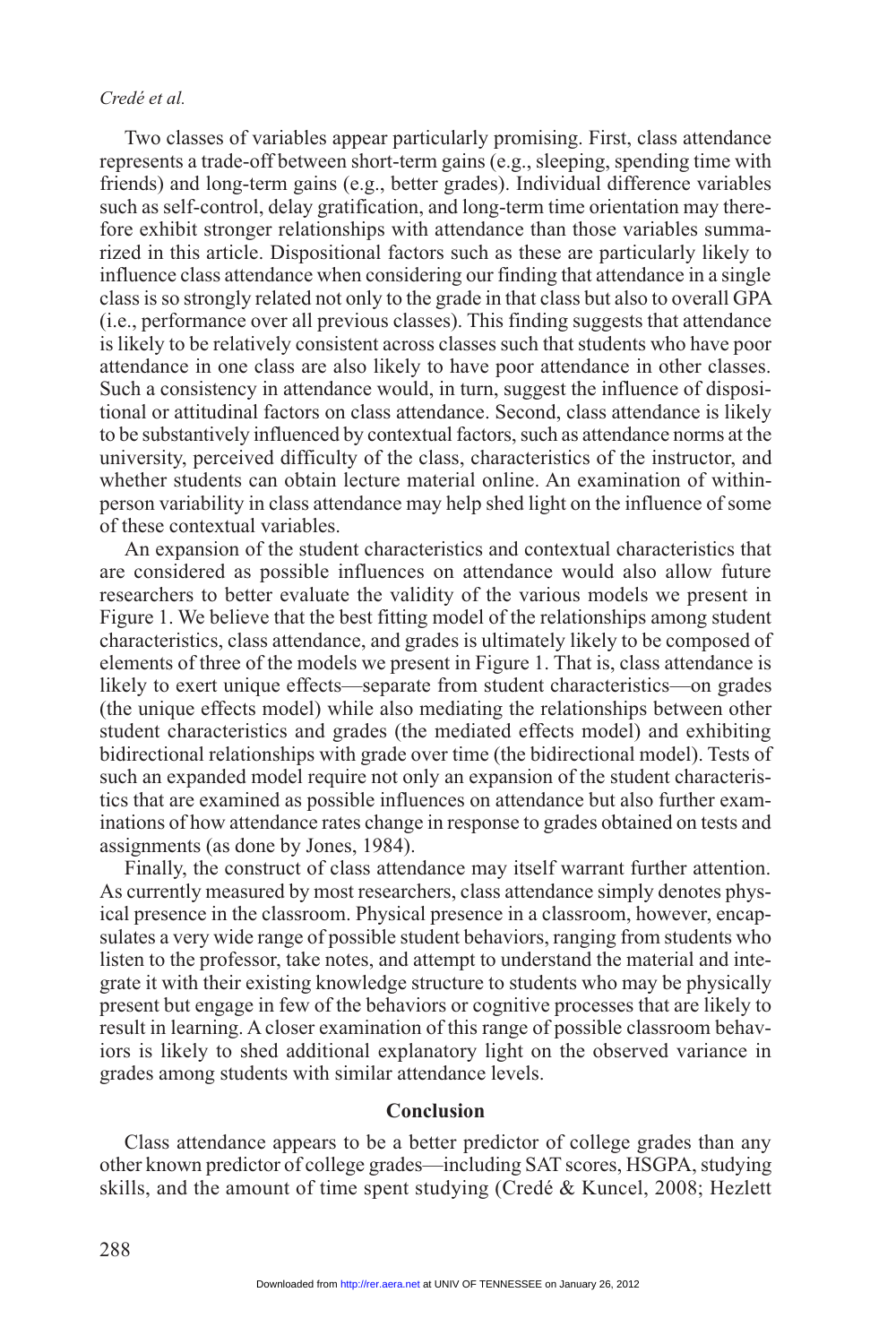Two classes of variables appear particularly promising. First, class attendance represents a trade-off between short-term gains (e.g., sleeping, spending time with friends) and long-term gains (e.g., better grades). Individual difference variables such as self-control, delay gratification, and long-term time orientation may therefore exhibit stronger relationships with attendance than those variables summarized in this article. Dispositional factors such as these are particularly likely to influence class attendance when considering our finding that attendance in a single class is so strongly related not only to the grade in that class but also to overall GPA (i.e., performance over all previous classes). This finding suggests that attendance is likely to be relatively consistent across classes such that students who have poor attendance in one class are also likely to have poor attendance in other classes. Such a consistency in attendance would, in turn, suggest the influence of dispositional or attitudinal factors on class attendance. Second, class attendance is likely to be substantively influenced by contextual factors, such as attendance norms at the university, perceived difficulty of the class, characteristics of the instructor, and whether students can obtain lecture material online. An examination of within-person variability in class attendance may help shed light on the influence of some of these contextual variables.

An expansion of the student characteristics and contextual characteristics that are considered as possible influences on attendance would also allow future researchers to better evaluate the validity of the various models we present in Figure 1. We believe that the best fitting model of the relationships among student characteristics, class attendance, and grades is ultimately likely to be composed of elements of three of the models we present in Figure 1. That is, class attendance is likely to exert unique effects—separate from student characteristics—on grades (the unique effects model) while also mediating the relationships between other student characteristics and grades (the mediated effects model) and exhibiting bidirectional relationships with grade over time (the bidirectional model). Tests of such an expanded model require not only an expansion of the student characteristics that are examined as possible influences on attendance but also further examinations of how attendance rates change in response to grades obtained on tests and assignments (as done by Jones, 1984).

Finally, the construct of class attendance may itself warrant further attention. As currently measured by most researchers, class attendance simply denotes physical presence in the classroom. Physical presence in a classroom, however, encapsulates a very wide range of possible student behaviors, ranging from students who listen to the professor, take notes, and attempt to understand the material and integrate it with their existing knowledge structure to students who may be physically present but engage in few of the behaviors or cognitive processes that are likely to result in learning. A closer examination of this range of possible classroom behaviors is likely to shed additional explanatory light on the observed variance in grades among students with similar attendance levels.

## Conclusion

Class attendance appears to be a better predictor of college grades than any other known predictor of college grades—including SAT scores, HSGPA, studying skills, and the amount of time spent studying (Credé & Kuncel, 2008; Hezlett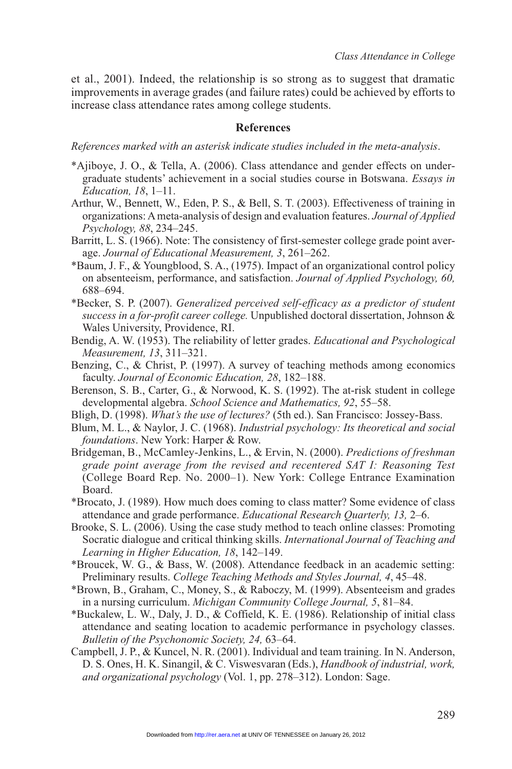et al., 2001). Indeed, the relationship is so strong as to suggest that dramatic improvements in average grades (and failure rates) could be achieved by efforts to increase class attendance rates among college students.

## References

*References marked with an asterisk indicate studies included in the meta-analysis.*

*Ajiboye, J. O., & Tella, A. (2006). Class attendance and gender effects on undergraduate students' achievement in a social studies course in Botswana. *Essays in Education, 18*, 1–11.

Arthur, W., Bennett, W., Eden, P. S., & Bell, S. T. (2003). Effectiveness of training in organizations: A meta-analysis of design and evaluation features. *Journal of Applied Psychology, 88*, 234–245.

Barritt, L. S. (1966). Note: The consistency of first-semester college grade point average. *Journal of Educational Measurement, 3*, 261–262.

*Baum, J. F., & Youngblood, S. A., (1975). Impact of an organizational control policy on absenteeism, performance, and satisfaction. *Journal of Applied Psychology, 60,* 688–694.

*Becker, S. P. (2007). *Generalized perceived self-efficacy as a predictor of student success in a for-profit career college.* Unpublished doctoral dissertation, Johnson & Wales University, Providence, RI.

Bendig, A. W. (1953). The reliability of letter grades. *Educational and Psychological Measurement, 13*, 311–321.

Benzing, C., & Christ, P. (1997). A survey of teaching methods among economics faculty. *Journal of Economic Education, 28*, 182–188.

Berenson, S. B., Carter, G., & Norwood, K. S. (1992). The at-risk student in college developmental algebra. *School Science and Mathematics, 92*, 55–58.

Bligh, D. (1998). *What's the use of lectures?* (5th ed.). San Francisco: Jossey-Bass.

Blum, M. L., & Naylor, J. C. (1968). *Industrial psychology: Its theoretical and social foundations*. New York: Harper & Row.

Bridgeman, B., McCamley-Jenkins, L., & Ervin, N. (2000). *Predictions of freshman grade point average from the revised and recentered SAT I: Reasoning Test* (College Board Rep. No. 2000–1). New York: College Entrance Examination Board.

*Brocato, J. (1989). How much does coming to class matter? Some evidence of class attendance and grade performance. *Educational Research Quarterly, 13,* 2–6.

Brooke, S. L. (2006). Using the case study method to teach online classes: Promoting Socratic dialogue and critical thinking skills. *International Journal of Teaching and Learning in Higher Education, 18*, 142–149.

*Broucek, W. G., & Bass, W. (2008). Attendance feedback in an academic setting: Preliminary results. *College Teaching Methods and Styles Journal, 4*, 45–48.

*Brown, B., Graham, C., Money, S., & Raboczy, M. (1999). Absenteeism and grades in a nursing curriculum. *Michigan Community College Journal, 5*, 81–84.

*Buckalew, L. W., Daly, J. D., & Coffield, K. E. (1986). Relationship of initial class attendance and seating location to academic performance in psychology classes. *Bulletin of the Psychonomic Society, 24,* 63–64.

Campbell, J. P., & Kuncel, N. R. (2001). Individual and team training. In N. Anderson, D. S. Ones, H. K. Sinangil, & C. Viswesvaran (Eds.), *Handbook of industrial, work, and organizational psychology* (Vol. 1, pp. 278–312). London: Sage.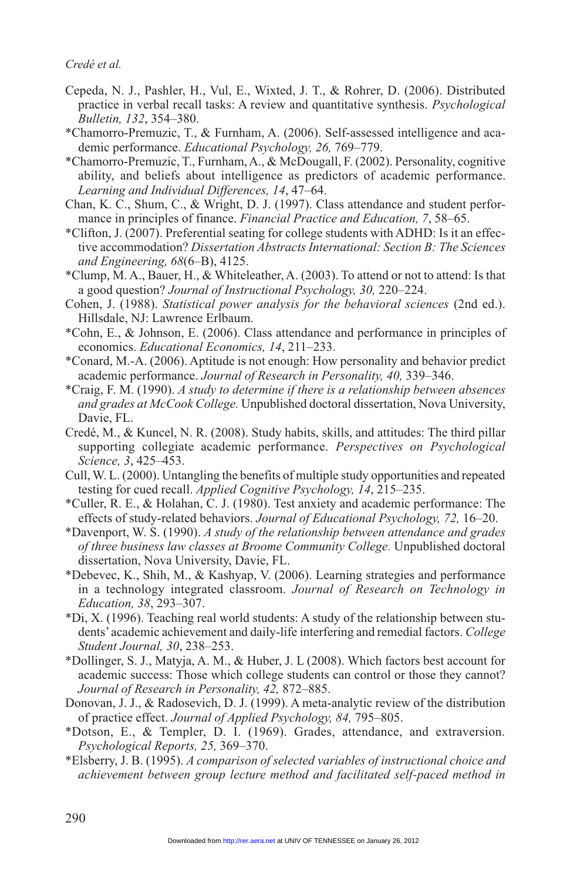Cepeda, N. J., Pashler, H., Vul, E., Wixted, J. T., & Rohrer, D. (2006). Distributed practice in verbal recall tasks: A review and quantitative synthesis. *Psychological Bulletin, 132*, 354–380.

*Chamorro-Premuzic, T., & Furnham, A. (2006). Self-assessed intelligence and academic performance. *Educational Psychology, 26,* 769–779.

*Chamorro-Premuzic, T., Furnham, A., & McDougall, F. (2002). Personality, cognitive ability, and beliefs about intelligence as predictors of academic performance. *Learning and Individual Differences, 14*, 47–64.

Chan, K. C., Shum, C., & Wright, D. J. (1997). Class attendance and student performance in principles of finance. *Financial Practice and Education, 7*, 58–65.

*Clifton, J. (2007). Preferential seating for college students with ADHD: Is it an effective accommodation? *Dissertation Abstracts International: Section B: The Sciences and Engineering, 68*(6–B), 4125.

*Clump, M. A., Bauer, H., & Whiteleather, A. (2003). To attend or not to attend: Is that a good question? *Journal of Instructional Psychology, 30,* 220–224.

Cohen, J. (1988). *Statistical power analysis for the behavioral sciences* (2nd ed.). Hillsdale, NJ: Lawrence Erlbaum.

*Cohn, E., & Johnson, E. (2006). Class attendance and performance in principles of economics. *Educational Economics, 14*, 211–233.

*Conard, M.-A. (2006). Aptitude is not enough: How personality and behavior predict academic performance. *Journal of Research in Personality, 40,* 339–346.

*Craig, F. M. (1990). *A study to determine if there is a relationship between absences and grades at McCook College.* Unpublished doctoral dissertation, Nova University, Davie, FL.

Credé, M., & Kuncel, N. R. (2008). Study habits, skills, and attitudes: The third pillar supporting collegiate academic performance. *Perspectives on Psychological Science, 3*, 425–453.

Cull, W. L. (2000). Untangling the benefits of multiple study opportunities and repeated testing for cued recall. *Applied Cognitive Psychology, 14*, 215–235.

*Culler, R. E., & Holahan, C. J. (1980). Test anxiety and academic performance: The effects of study-related behaviors. *Journal of Educational Psychology, 72,* 16–20.

*Davenport, W. S. (1990). *A study of the relationship between attendance and grades of three business law classes at Broome Community College.* Unpublished doctoral dissertation, Nova University, Davie, FL.

*Debevec, K., Shih, M., & Kashyap, V. (2006). Learning strategies and performance in a technology integrated classroom. *Journal of Research on Technology in Education, 38*, 293–307.

*Di, X. (1996). Teaching real world students: A study of the relationship between students' academic achievement and daily-life interfering and remedial factors. *College Student Journal, 30*, 238–253.

*Dollinger, S. J., Matyja, A. M., & Huber, J. L (2008). Which factors best account for academic success: Those which college students can control or those they cannot? *Journal of Research in Personality, 42,* 872–885.

Donovan, J. J., & Radosevich, D. J. (1999). A meta-analytic review of the distribution of practice effect. *Journal of Applied Psychology, 84,* 795–805.

*Dotson, E., & Templer, D. I. (1969). Grades, attendance, and extraversion. *Psychological Reports, 25,* 369–370.

*Elsberry, J. B. (1995). *A comparison of selected variables of instructional choice and achievement between group lecture method and facilitated self-paced method in*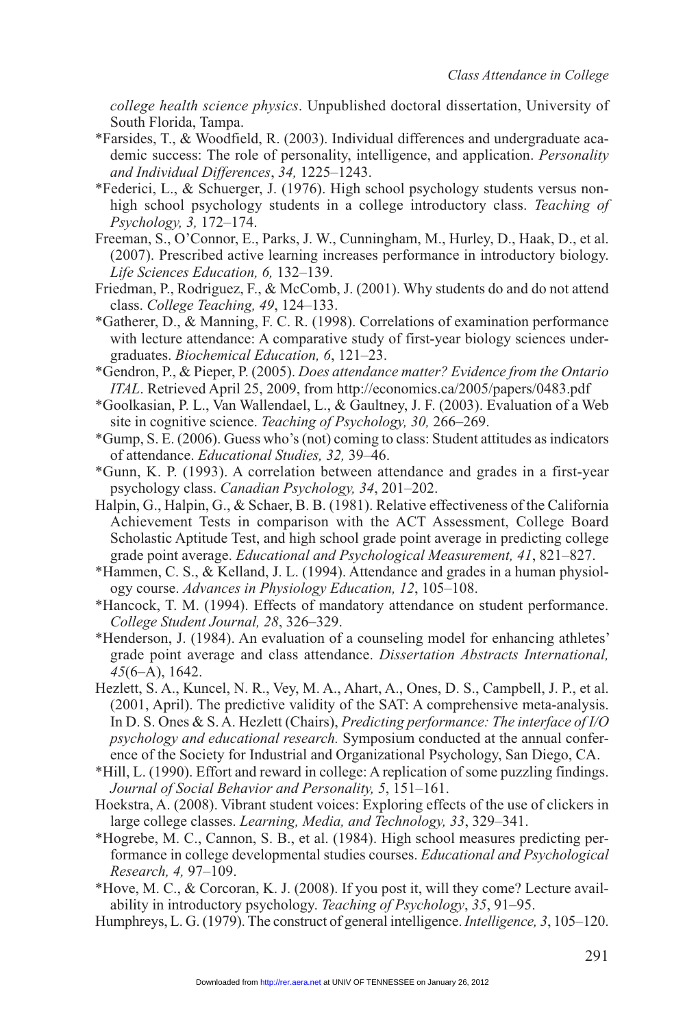*college health science physics*. Unpublished doctoral dissertation, University of South Florida, Tampa.

*Farsides, T., & Woodfield, R. (2003). Individual differences and undergraduate academic success: The role of personality, intelligence, and application. *Personality and Individual Differences*, *34,* 1225–1243.

*Federici, L., & Schuerger, J. (1976). High school psychology students versus non-high school psychology students in a college introductory class. *Teaching of Psychology, 3,* 172–174.

Freeman, S., O'Connor, E., Parks, J. W., Cunningham, M., Hurley, D., Haak, D., et al. (2007). Prescribed active learning increases performance in introductory biology. *Life Sciences Education, 6,* 132–139.

Friedman, P., Rodriguez, F., & McComb, J. (2001). Why students do and do not attend class. *College Teaching, 49*, 124–133.

*Gatherer, D., & Manning, F. C. R. (1998). Correlations of examination performance with lecture attendance: A comparative study of first-year biology sciences undergraduates. *Biochemical Education, 6*, 121–23.

*Gendron, P., & Pieper, P. (2005). *Does attendance matter? Evidence from the Ontario ITAL*. Retrieved April 25, 2009, from http://economics.ca/2005/papers/0483.pdf

*Goolkasian, P. L., Van Wallendael, L., & Gaultney, J. F. (2003). Evaluation of a Web site in cognitive science. *Teaching of Psychology, 30,* 266–269.

*Gump, S. E. (2006). Guess who's (not) coming to class: Student attitudes as indicators of attendance. *Educational Studies, 32,* 39–46.

*Gunn, K. P. (1993). A correlation between attendance and grades in a first-year psychology class. *Canadian Psychology, 34*, 201–202.

Halpin, G., Halpin, G., & Schaer, B. B. (1981). Relative effectiveness of the California Achievement Tests in comparison with the ACT Assessment, College Board Scholastic Aptitude Test, and high school grade point average in predicting college grade point average. *Educational and Psychological Measurement, 41*, 821–827.

*Hammen, C. S., & Kelland, J. L. (1994). Attendance and grades in a human physiology course. *Advances in Physiology Education, 12*, 105–108.

*Hancock, T. M. (1994). Effects of mandatory attendance on student performance. *College Student Journal, 28*, 326–329.

*Henderson, J. (1984). An evaluation of a counseling model for enhancing athletes' grade point average and class attendance. *Dissertation Abstracts International, 45*(6–A), 1642.

Hezlett, S. A., Kuncel, N. R., Vey, M. A., Ahart, A., Ones, D. S., Campbell, J. P., et al. (2001, April). The predictive validity of the SAT: A comprehensive meta-analysis. In D. S. Ones & S. A. Hezlett (Chairs), *Predicting performance: The interface of I/O psychology and educational research.* Symposium conducted at the annual conference of the Society for Industrial and Organizational Psychology, San Diego, CA.

*Hill, L. (1990). Effort and reward in college: A replication of some puzzling findings. *Journal of Social Behavior and Personality, 5*, 151–161.

Hoekstra, A. (2008). Vibrant student voices: Exploring effects of the use of clickers in large college classes. *Learning, Media, and Technology, 33*, 329–341.

*Hogrebe, M. C., Cannon, S. B., et al. (1984). High school measures predicting performance in college developmental studies courses. *Educational and Psychological Research, 4,* 97–109.

*Hove, M. C., & Corcoran, K. J. (2008). If you post it, will they come? Lecture availability in introductory psychology. *Teaching of Psychology*, *35*, 91–95.

Humphreys, L. G. (1979). The construct of general intelligence. *Intelligence, 3*, 105–120.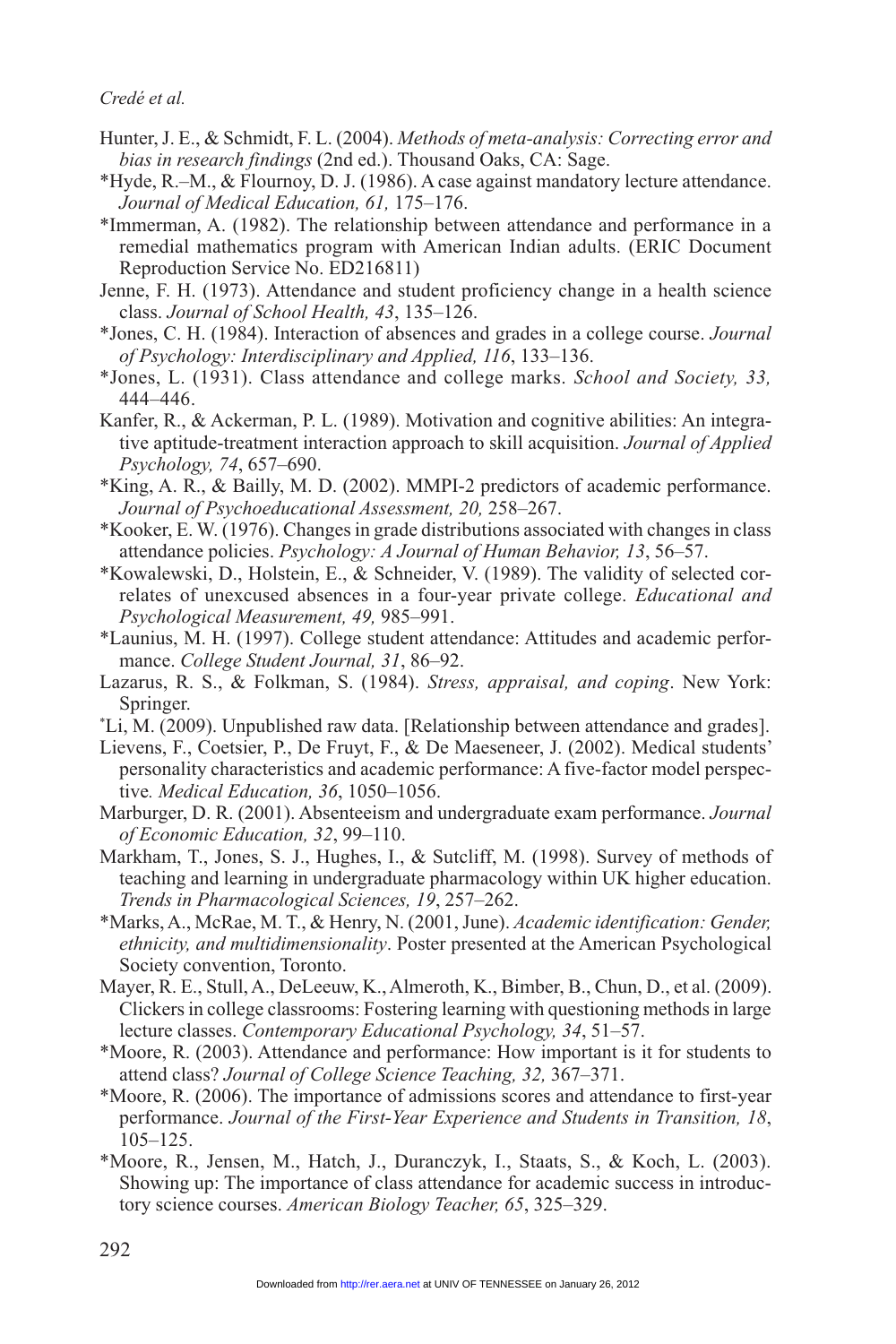Hunter, J. E., & Schmidt, F. L. (2004). *Methods of meta-analysis: Correcting error and bias in research findings* (2nd ed.). Thousand Oaks, CA: Sage.

*Hyde, R.–M., & Flournoy, D. J. (1986). A case against mandatory lecture attendance. *Journal of Medical Education, 61,* 175–176.

*Immerman, A. (1982). The relationship between attendance and performance in a remedial mathematics program with American Indian adults. (ERIC Document Reproduction Service No. ED216811)

Jenne, F. H. (1973). Attendance and student proficiency change in a health science class. *Journal of School Health, 43*, 135–126.

*Jones, C. H. (1984). Interaction of absences and grades in a college course. *Journal of Psychology: Interdisciplinary and Applied, 116*, 133–136.

*Jones, L. (1931). Class attendance and college marks. *School and Society, 33,* 444–446.

Kanfer, R., & Ackerman, P. L. (1989). Motivation and cognitive abilities: An integrative aptitude-treatment interaction approach to skill acquisition. *Journal of Applied Psychology, 74*, 657–690.

*King, A. R., & Bailly, M. D. (2002). MMPI-2 predictors of academic performance. *Journal of Psychoeducational Assessment, 20,* 258–267.

*Kooker, E. W. (1976). Changes in grade distributions associated with changes in class attendance policies. *Psychology: A Journal of Human Behavior, 13*, 56–57.

*Kowalewski, D., Holstein, E., & Schneider, V. (1989). The validity of selected correlates of unexcused absences in a four-year private college. *Educational and Psychological Measurement, 49,* 985–991.

*Launius, M. H. (1997). College student attendance: Attitudes and academic performance. *College Student Journal, 31*, 86–92.

Lazarus, R. S., & Folkman, S. (1984). *Stress, appraisal, and coping*. New York: Springer.

*Li, M. (2009). Unpublished raw data. [Relationship between attendance and grades].

Lievens, F., Coetsier, P., De Fruyt, F., & De Maeseneer, J. (2002). Medical students' personality characteristics and academic performance: A five-factor model perspective*. Medical Education, 36*, 1050–1056.

Marburger, D. R. (2001). Absenteeism and undergraduate exam performance. *Journal of Economic Education, 32*, 99–110.

Markham, T., Jones, S. J., Hughes, I., & Sutcliff, M. (1998). Survey of methods of teaching and learning in undergraduate pharmacology within UK higher education. *Trends in Pharmacological Sciences, 19*, 257–262.

*Marks, A., McRae, M. T., & Henry, N. (2001, June). *Academic identification: Gender, ethnicity, and multidimensionality*. Poster presented at the American Psychological Society convention, Toronto.

Mayer, R. E., Stull, A., DeLeeuw, K., Almeroth, K., Bimber, B., Chun, D., et al. (2009). Clickers in college classrooms: Fostering learning with questioning methods in large lecture classes. *Contemporary Educational Psychology, 34*, 51–57.

*Moore, R. (2003). Attendance and performance: How important is it for students to attend class? *Journal of College Science Teaching, 32,* 367–371.

*Moore, R. (2006). The importance of admissions scores and attendance to first-year performance. *Journal of the First-Year Experience and Students in Transition, 18*, 105–125.

*Moore, R., Jensen, M., Hatch, J., Duranczyk, I., Staats, S., & Koch, L. (2003). Showing up: The importance of class attendance for academic success in introductory science courses. *American Biology Teacher, 65*, 325–329.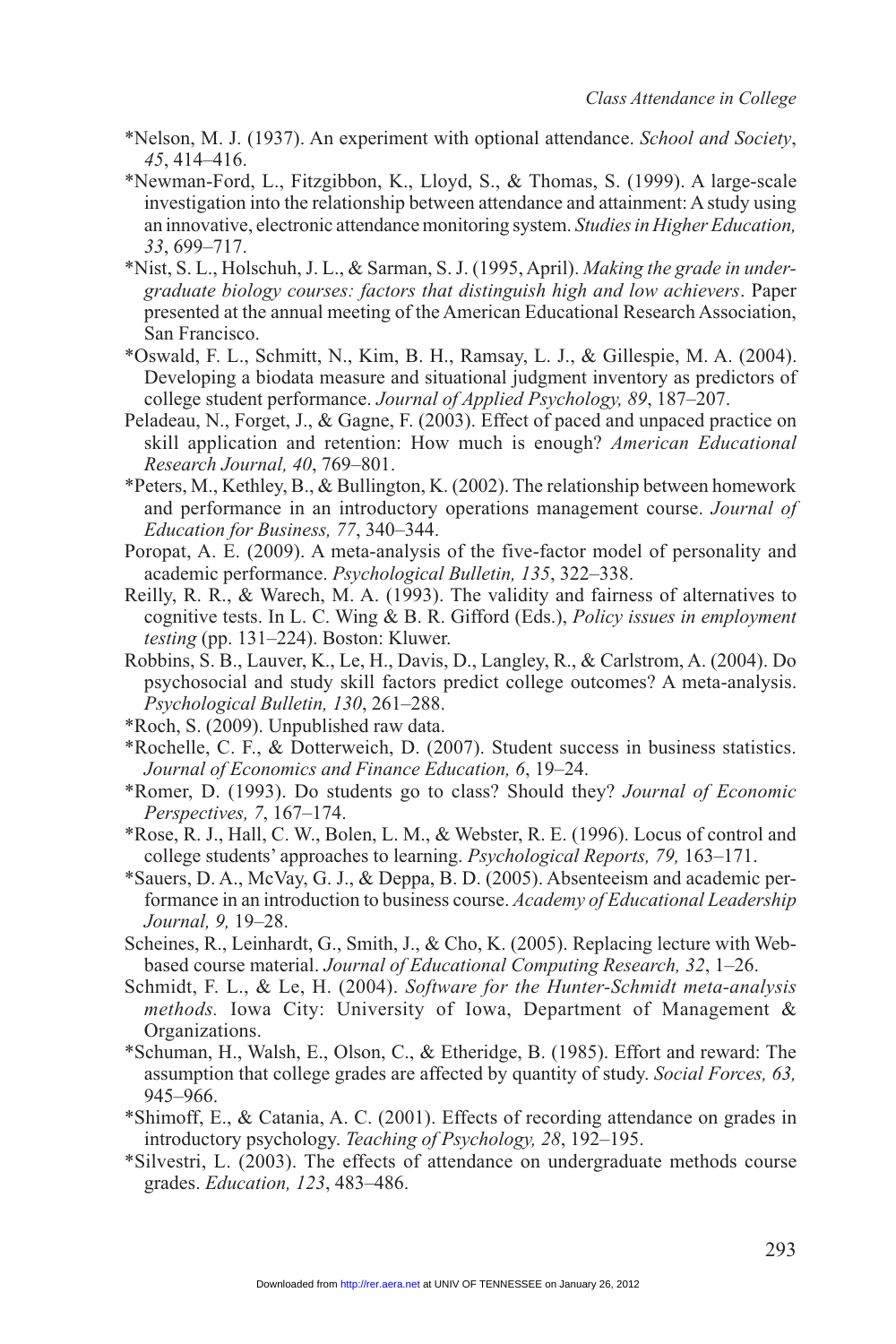*Nelson, M. J. (1937). An experiment with optional attendance. *School and Society*, *45*, 414–416.

*Newman-Ford, L., Fitzgibbon, K., Lloyd, S., & Thomas, S. (1999). A large-scale investigation into the relationship between attendance and attainment: A study using an innovative, electronic attendance monitoring system. *Studies in Higher Education, 33*, 699–717.

*Nist, S. L., Holschuh, J. L., & Sarman, S. J. (1995, April). *Making the grade in undergraduate biology courses: factors that distinguish high and low achievers*. Paper presented at the annual meeting of the American Educational Research Association, San Francisco.

*Oswald, F. L., Schmitt, N., Kim, B. H., Ramsay, L. J., & Gillespie, M. A. (2004). Developing a biodata measure and situational judgment inventory as predictors of college student performance. *Journal of Applied Psychology, 89*, 187–207.

Peladeau, N., Forget, J., & Gagne, F. (2003). Effect of paced and unpaced practice on skill application and retention: How much is enough? *American Educational Research Journal, 40*, 769–801.

*Peters, M., Kethley, B., & Bullington, K. (2002). The relationship between homework and performance in an introductory operations management course. *Journal of Education for Business, 77*, 340–344.

Poropat, A. E. (2009). A meta-analysis of the five-factor model of personality and academic performance. *Psychological Bulletin, 135*, 322–338.

Reilly, R. R., & Warech, M. A. (1993). The validity and fairness of alternatives to cognitive tests. In L. C. Wing & B. R. Gifford (Eds.), *Policy issues in employment testing* (pp. 131–224). Boston: Kluwer.

Robbins, S. B., Lauver, K., Le, H., Davis, D., Langley, R., & Carlstrom, A. (2004). Do psychosocial and study skill factors predict college outcomes? A meta-analysis. *Psychological Bulletin, 130*, 261–288.

*Roch, S. (2009). Unpublished raw data.

*Rochelle, C. F., & Dotterweich, D. (2007). Student success in business statistics. *Journal of Economics and Finance Education, 6*, 19–24.

*Romer, D. (1993). Do students go to class? Should they? *Journal of Economic Perspectives, 7*, 167–174.

*Rose, R. J., Hall, C. W., Bolen, L. M., & Webster, R. E. (1996). Locus of control and college students' approaches to learning. *Psychological Reports, 79,* 163–171.

*Sauers, D. A., McVay, G. J., & Deppa, B. D. (2005). Absenteeism and academic performance in an introduction to business course. *Academy of Educational Leadership Journal, 9,* 19–28.

Scheines, R., Leinhardt, G., Smith, J., & Cho, K. (2005). Replacing lecture with Web-based course material. *Journal of Educational Computing Research, 32*, 1–26.

Schmidt, F. L., & Le, H. (2004). *Software for the Hunter-Schmidt meta-analysis methods.* Iowa City: University of Iowa, Department of Management & Organizations.

*Schuman, H., Walsh, E., Olson, C., & Etheridge, B. (1985). Effort and reward: The assumption that college grades are affected by quantity of study. *Social Forces, 63,* 945–966.

*Shimoff, E., & Catania, A. C. (2001). Effects of recording attendance on grades in introductory psychology. *Teaching of Psychology, 28*, 192–195.

*Silvestri, L. (2003). The effects of attendance on undergraduate methods course grades. *Education, 123*, 483–486.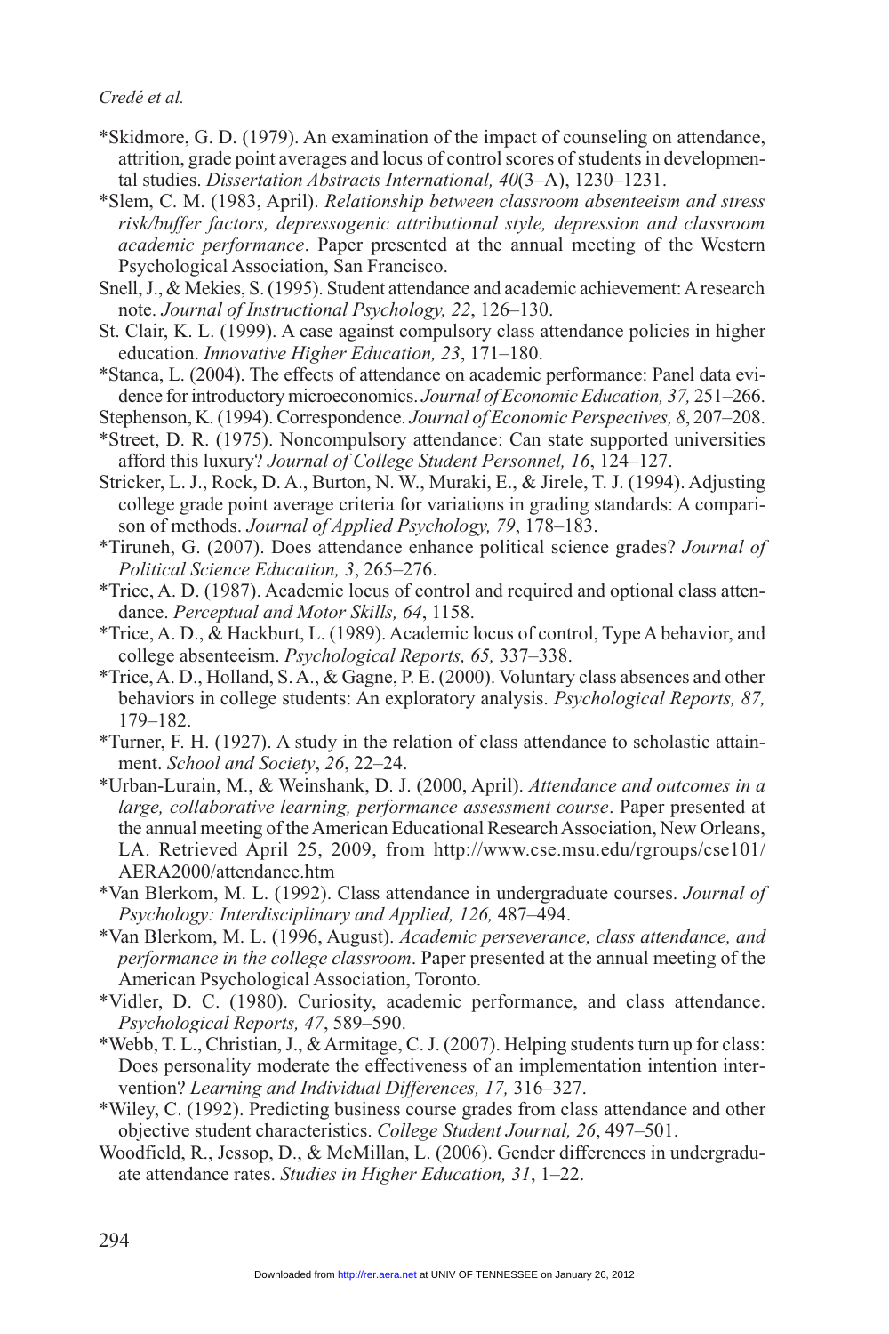*Skidmore, G. D. (1979). An examination of the impact of counseling on attendance, attrition, grade point averages and locus of control scores of students in developmental studies. *Dissertation Abstracts International, 40*(3–A), 1230–1231.

*Slem, C. M. (1983, April). *Relationship between classroom absenteeism and stress risk/buffer factors, depressogenic attributional style, depression and classroom academic performance*. Paper presented at the annual meeting of the Western Psychological Association, San Francisco.

Snell, J., & Mekies, S. (1995). Student attendance and academic achievement: A research note. *Journal of Instructional Psychology, 22*, 126–130.

St. Clair, K. L. (1999). A case against compulsory class attendance policies in higher education. *Innovative Higher Education, 23*, 171–180.

*Stanca, L. (2004). The effects of attendance on academic performance: Panel data evidence for introductory microeconomics. *Journal of Economic Education, 37,* 251–266.

Stephenson, K. (1994). Correspondence. *Journal of Economic Perspectives, 8*, 207–208.

*Street, D. R. (1975). Noncompulsory attendance: Can state supported universities afford this luxury? *Journal of College Student Personnel, 16*, 124–127.

Stricker, L. J., Rock, D. A., Burton, N. W., Muraki, E., & Jirele, T. J. (1994). Adjusting college grade point average criteria for variations in grading standards: A comparison of methods. *Journal of Applied Psychology, 79*, 178–183.

*Tiruneh, G. (2007). Does attendance enhance political science grades? *Journal of Political Science Education, 3*, 265–276.

*Trice, A. D. (1987). Academic locus of control and required and optional class attendance. *Perceptual and Motor Skills, 64*, 1158.

*Trice, A. D., & Hackburt, L. (1989). Academic locus of control, Type A behavior, and college absenteeism. *Psychological Reports, 65,* 337–338.

*Trice, A. D., Holland, S. A., & Gagne, P. E. (2000). Voluntary class absences and other behaviors in college students: An exploratory analysis. *Psychological Reports, 87,* 179–182.

*Turner, F. H. (1927). A study in the relation of class attendance to scholastic attainment. *School and Society*, *26*, 22–24.

*Urban-Lurain, M., & Weinshank, D. J. (2000, April). *Attendance and outcomes in a large, collaborative learning, performance assessment course*. Paper presented at the annual meeting of the American Educational Research Association, New Orleans, LA. Retrieved April 25, 2009, from http://www.cse.msu.edu/rgroups/cse101/AERA2000/attendance.htm

*Van Blerkom, M. L. (1992). Class attendance in undergraduate courses. *Journal of Psychology: Interdisciplinary and Applied, 126,* 487–494.

*Van Blerkom, M. L. (1996, August). *Academic perseverance, class attendance, and performance in the college classroom*. Paper presented at the annual meeting of the American Psychological Association, Toronto.

*Vidler, D. C. (1980). Curiosity, academic performance, and class attendance. *Psychological Reports, 47*, 589–590.

*Webb, T. L., Christian, J., & Armitage, C. J. (2007). Helping students turn up for class: Does personality moderate the effectiveness of an implementation intention intervention? *Learning and Individual Differences, 17,* 316–327.

*Wiley, C. (1992). Predicting business course grades from class attendance and other objective student characteristics. *College Student Journal, 26*, 497–501.

Woodfield, R., Jessop, D., & McMillan, L. (2006). Gender differences in undergraduate attendance rates. *Studies in Higher Education, 31*, 1–22.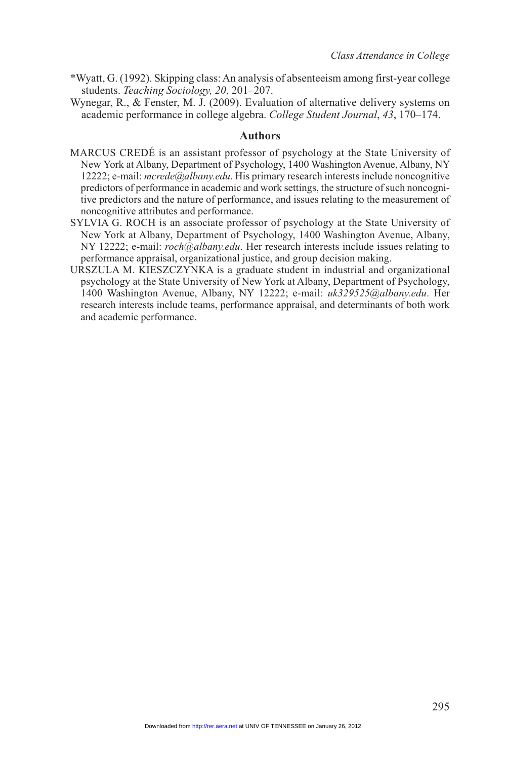*Wyatt, G. (1992). Skipping class: An analysis of absenteeism among first-year college students. *Teaching Sociology, 20*, 201–207.

Wynegar, R., & Fenster, M. J. (2009). Evaluation of alternative delivery systems on academic performance in college algebra. *College Student Journal*, *43*, 170–174.

## Authors

MARCUS CREDÉ is an assistant professor of psychology at the State University of New York at Albany, Department of Psychology, 1400 Washington Avenue, Albany, NY 12222; e-mail: *mcrede@albany.edu*. His primary research interests include noncognitive predictors of performance in academic and work settings, the structure of such noncognitive predictors and the nature of performance, and issues relating to the measurement of noncognitive attributes and performance.

SYLVIA G. ROCH is an associate professor of psychology at the State University of New York at Albany, Department of Psychology, 1400 Washington Avenue, Albany, NY 12222; e-mail: *roch@albany.edu*. Her research interests include issues relating to performance appraisal, organizational justice, and group decision making.

URSZULA M. KIESZCZYNKA is a graduate student in industrial and organizational psychology at the State University of New York at Albany, Department of Psychology, 1400 Washington Avenue, Albany, NY 12222; e-mail: *uk329525@albany.edu*. Her research interests include teams, performance appraisal, and determinants of both work and academic performance.